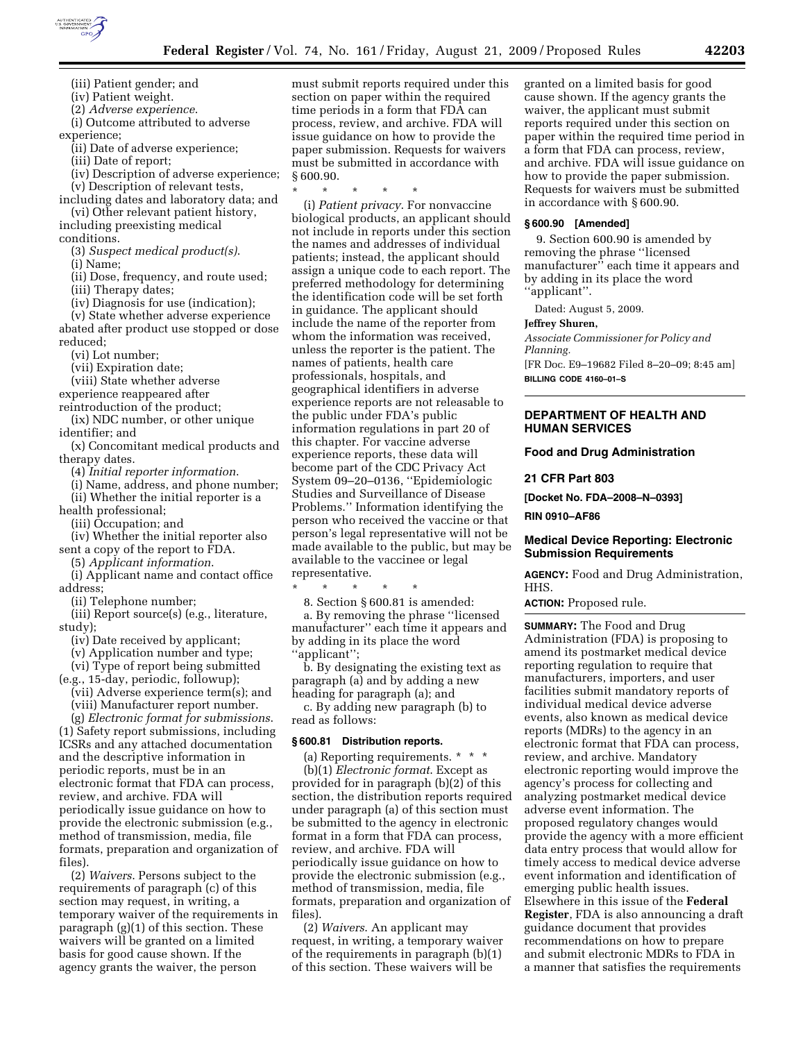(iii) Patient gender; and

(iv) Patient weight.

(2) *Adverse experience*.

(i) Outcome attributed to adverse experience;

(ii) Date of adverse experience;

(iii) Date of report;

(iv) Description of adverse experience;

(v) Description of relevant tests, including dates and laboratory data; and

(vi) Other relevant patient history, including preexisting medical conditions.

(3) *Suspect medical product(s)*.

(i) Name;

(ii) Dose, frequency, and route used;

(iii) Therapy dates;

(iv) Diagnosis for use (indication);

(v) State whether adverse experience abated after product use stopped or dose reduced;

(vi) Lot number;

(vii) Expiration date;

(viii) State whether adverse experience reappeared after reintroduction of the product;

(ix) NDC number, or other unique identifier; and

(x) Concomitant medical products and therapy dates.

(4) *Initial reporter information*.

(i) Name, address, and phone number;

(ii) Whether the initial reporter is a health professional;

(iii) Occupation; and

(iv) Whether the initial reporter also sent a copy of the report to FDA.

(5) *Applicant information*.

(i) Applicant name and contact office address;

(ii) Telephone number;

(iii) Report source(s) (e.g., literature, study);

(iv) Date received by applicant;

(v) Application number and type;

(vi) Type of report being submitted (e.g., 15-day, periodic, followup);

(vii) Adverse experience term(s); and

(viii) Manufacturer report number.

(g) *Electronic format for submissions*. (1) Safety report submissions, including ICSRs and any attached documentation and the descriptive information in periodic reports, must be in an electronic format that FDA can process, review, and archive. FDA will periodically issue guidance on how to provide the electronic submission (e.g., method of transmission, media, file formats, preparation and organization of files).

(2) *Waivers*. Persons subject to the requirements of paragraph (c) of this section may request, in writing, a temporary waiver of the requirements in paragraph (g)(1) of this section. These waivers will be granted on a limited basis for good cause shown. If the agency grants the waiver, the person must submit reports required under this section on paper within the required time periods in a form that FDA can process, review, and archive. FDA will issue guidance on how to provide the paper submission. Requests for waivers must be submitted in accordance with § 600.90.

\* \* \* \* \*

(i) *Patient privacy*. For nonvaccine biological products, an applicant should not include in reports under this section the names and addresses of individual patients; instead, the applicant should assign a unique code to each report. The preferred methodology for determining the identification code will be set forth in guidance. The applicant should include the name of the reporter from whom the information was received, unless the reporter is the patient. The names of patients, health care professionals, hospitals, and geographical identifiers in adverse experience reports are not releasable to the public under FDA's public information regulations in part 20 of this chapter. For vaccine adverse experience reports, these data will become part of the CDC Privacy Act System 09–20–0136, ''Epidemiologic Studies and Surveillance of Disease Problems.'' Information identifying the person who received the vaccine or that person's legal representative will not be made available to the public, but may be available to the vaccinee or legal representative.

\* \* \* \* \*

8. Section § 600.81 is amended:

a. By removing the phrase ''licensed manufacturer'' each time it appears and by adding in its place the word ''applicant'';

b. By designating the existing text as paragraph (a) and by adding a new heading for paragraph (a); and

c. By adding new paragraph (b) to read as follows:

**§ 600.81 Distribution reports.**

(a) Reporting requirements. \* \* \*

(b)(1) *Electronic format*. Except as provided for in paragraph (b)(2) of this section, the distribution reports required under paragraph (a) of this section must be submitted to the agency in electronic format in a form that FDA can process, review, and archive. FDA will periodically issue guidance on how to provide the electronic submission (e.g., method of transmission, media, file formats, preparation and organization of files).

(2) *Waivers*. An applicant may request, in writing, a temporary waiver of the requirements in paragraph (b)(1) of this section. These waivers will be granted on a limited basis for good cause shown. If the agency grants the waiver, the applicant must submit reports required under this section on paper within the required time period in a form that FDA can process, review, and archive. FDA will issue guidance on how to provide the paper submission. Requests for waivers must be submitted in accordance with § 600.90.

**§ 600.90 [Amended]**

9. Section 600.90 is amended by removing the phrase ''licensed manufacturer'' each time it appears and by adding in its place the word ''applicant''.

Dated: August 5, 2009.

**Jeffrey Shuren,**

*Associate Commissioner for Policy and Planning.*

[FR Doc. E9–19682 Filed 8–20–09; 8:45 am]

**BILLING CODE 4160–01–S**

---

**DEPARTMENT OF HEALTH AND HUMAN SERVICES**

**Food and Drug Administration**

**21 CFR Part 803**

**[Docket No. FDA–2008–N–0393]**

**RIN 0910–AF86**

## Medical Device Reporting: Electronic Submission Requirements

**AGENCY:** Food and Drug Administration, HHS.

**ACTION:** Proposed rule.

**SUMMARY:** The Food and Drug Administration (FDA) is proposing to amend its postmarket medical device reporting regulation to require that manufacturers, importers, and user facilities submit mandatory reports of individual medical device adverse events, also known as medical device reports (MDRs) to the agency in an electronic format that FDA can process, review, and archive. Mandatory electronic reporting would improve the agency's process for collecting and analyzing postmarket medical device adverse event information. The proposed regulatory changes would provide the agency with a more efficient data entry process that would allow for timely access to medical device adverse event information and identification of emerging public health issues. Elsewhere in this issue of the **Federal Register**, FDA is also announcing a draft guidance document that provides recommendations on how to prepare and submit electronic MDRs to FDA in a manner that satisfies the requirements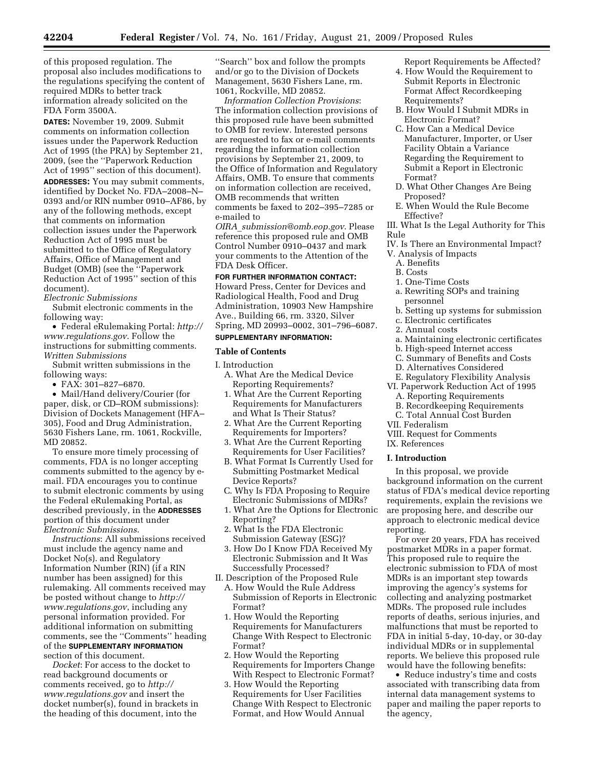of this proposed regulation. The proposal also includes modifications to the regulations specifying the content of required MDRs to better track information already solicited on the FDA Form 3500A.

**DATES:** November 19, 2009. Submit comments on information collection issues under the Paperwork Reduction Act of 1995 (the PRA) by September 21, 2009, (see the ''Paperwork Reduction Act of 1995'' section of this document).

**ADDRESSES:** You may submit comments, identified by Docket No. FDA–2008–N–0393 and/or RIN number 0910–AF86, by any of the following methods, except that comments on information collection issues under the Paperwork Reduction Act of 1995 must be submitted to the Office of Regulatory Affairs, Office of Management and Budget (OMB) (see the ''Paperwork Reduction Act of 1995'' section of this document).

*Electronic Submissions*

Submit electronic comments in the following way:

- Federal eRulemaking Portal: *http://www.regulations.gov*. Follow the instructions for submitting comments.

*Written Submissions*

Submit written submissions in the following ways:

- FAX: 301–827–6870.
- Mail/Hand delivery/Courier (for paper, disk, or CD–ROM submissions): Division of Dockets Management (HFA–305), Food and Drug Administration, 5630 Fishers Lane, rm. 1061, Rockville, MD 20852.

To ensure more timely processing of comments, FDA is no longer accepting comments submitted to the agency by e-mail. FDA encourages you to continue to submit electronic comments by using the Federal eRulemaking Portal, as described previously, in the **ADDRESSES** portion of this document under *Electronic Submissions*.

*Instructions*: All submissions received must include the agency name and Docket No(s). and Regulatory Information Number (RIN) (if a RIN number has been assigned) for this rulemaking. All comments received may be posted without change to *http://www.regulations.gov*, including any personal information provided. For additional information on submitting comments, see the ''Comments'' heading of the **SUPPLEMENTARY INFORMATION** section of this document.

*Docket*: For access to the docket to read background documents or comments received, go to *http://www.regulations.gov* and insert the docket number(s), found in brackets in the heading of this document, into the ''Search'' box and follow the prompts and/or go to the Division of Dockets Management, 5630 Fishers Lane, rm. 1061, Rockville, MD 20852.

*Information Collection Provisions*: The information collection provisions of this proposed rule have been submitted to OMB for review. Interested persons are requested to fax or e-mail comments regarding the information collection provisions by September 21, 2009, to the Office of Information and Regulatory Affairs, OMB. To ensure that comments on information collection are received, OMB recommends that written comments be faxed to 202–395–7285 or e-mailed to *OIRA_submission@omb.eop.gov*. Please reference this proposed rule and OMB Control Number 0910–0437 and mark your comments to the Attention of the FDA Desk Officer.

**FOR FURTHER INFORMATION CONTACT:** Howard Press, Center for Devices and Radiological Health, Food and Drug Administration, 10903 New Hampshire Ave., Building 66, rm. 3320, Silver Spring, MD 20993–0002, 301–796–6087.

**SUPPLEMENTARY INFORMATION:**

**Table of Contents**

- I. Introduction
  - A. What Are the Medical Device Reporting Requirements?
    - 1. What Are the Current Reporting Requirements for Manufacturers and What Is Their Status?
    - 2. What Are the Current Reporting Requirements for Importers?
    - 3. What Are the Current Reporting Requirements for User Facilities?
  - B. What Format Is Currently Used for Submitting Postmarket Medical Device Reports?
  - C. Why Is FDA Proposing to Require Electronic Submissions of MDRs?
    - 1. What Are the Options for Electronic Reporting?
    - 2. What Is the FDA Electronic Submission Gateway (ESG)?
    - 3. How Do I Know FDA Received My Electronic Submission and It Was Successfully Processed?
- II. Description of the Proposed Rule
  - A. How Would the Rule Address Submission of Reports in Electronic Format?
    - 1. How Would the Reporting Requirements for Manufacturers Change With Respect to Electronic Format?
    - 2. How Would the Reporting Requirements for Importers Change With Respect to Electronic Format?
    - 3. How Would the Reporting Requirements for User Facilities Change With Respect to Electronic Format, and How Would Annual Report Requirements be Affected?
    - 4. How Would the Requirement to Submit Reports in Electronic Format Affect Recordkeeping Requirements?
  - B. How Would I Submit MDRs in Electronic Format?
  - C. How Can a Medical Device Manufacturer, Importer, or User Facility Obtain a Variance Regarding the Requirement to Submit a Report in Electronic Format?
  - D. What Other Changes Are Being Proposed?
  - E. When Would the Rule Become Effective?
- III. What Is the Legal Authority for This Rule
- IV. Is There an Environmental Impact?
- V. Analysis of Impacts
  - A. Benefits
  - B. Costs
    - 1. One-Time Costs
      - a. Rewriting SOPs and training personnel
      - b. Setting up systems for submission
      - c. Electronic certificates
    - 2. Annual costs
      - a. Maintaining electronic certificates
      - b. High-speed Internet access
  - C. Summary of Benefits and Costs
  - D. Alternatives Considered
  - E. Regulatory Flexibility Analysis
- VI. Paperwork Reduction Act of 1995
  - A. Reporting Requirements
  - B. Recordkeeping Requirements
  - C. Total Annual Cost Burden
- VII. Federalism
- VIII. Request for Comments
- IX. References

## I. Introduction

In this proposal, we provide background information on the current status of FDA's medical device reporting requirements, explain the revisions we are proposing here, and describe our approach to electronic medical device reporting.

For over 20 years, FDA has received postmarket MDRs in a paper format. This proposed rule to require the electronic submission to FDA of most MDRs is an important step towards improving the agency's systems for collecting and analyzing postmarket MDRs. The proposed rule includes reports of deaths, serious injuries, and malfunctions that must be reported to FDA in initial 5-day, 10-day, or 30-day individual MDRs or in supplemental reports. We believe this proposed rule would have the following benefits:

- Reduce industry's time and costs associated with transcribing data from internal data management systems to paper and mailing the paper reports to the agency,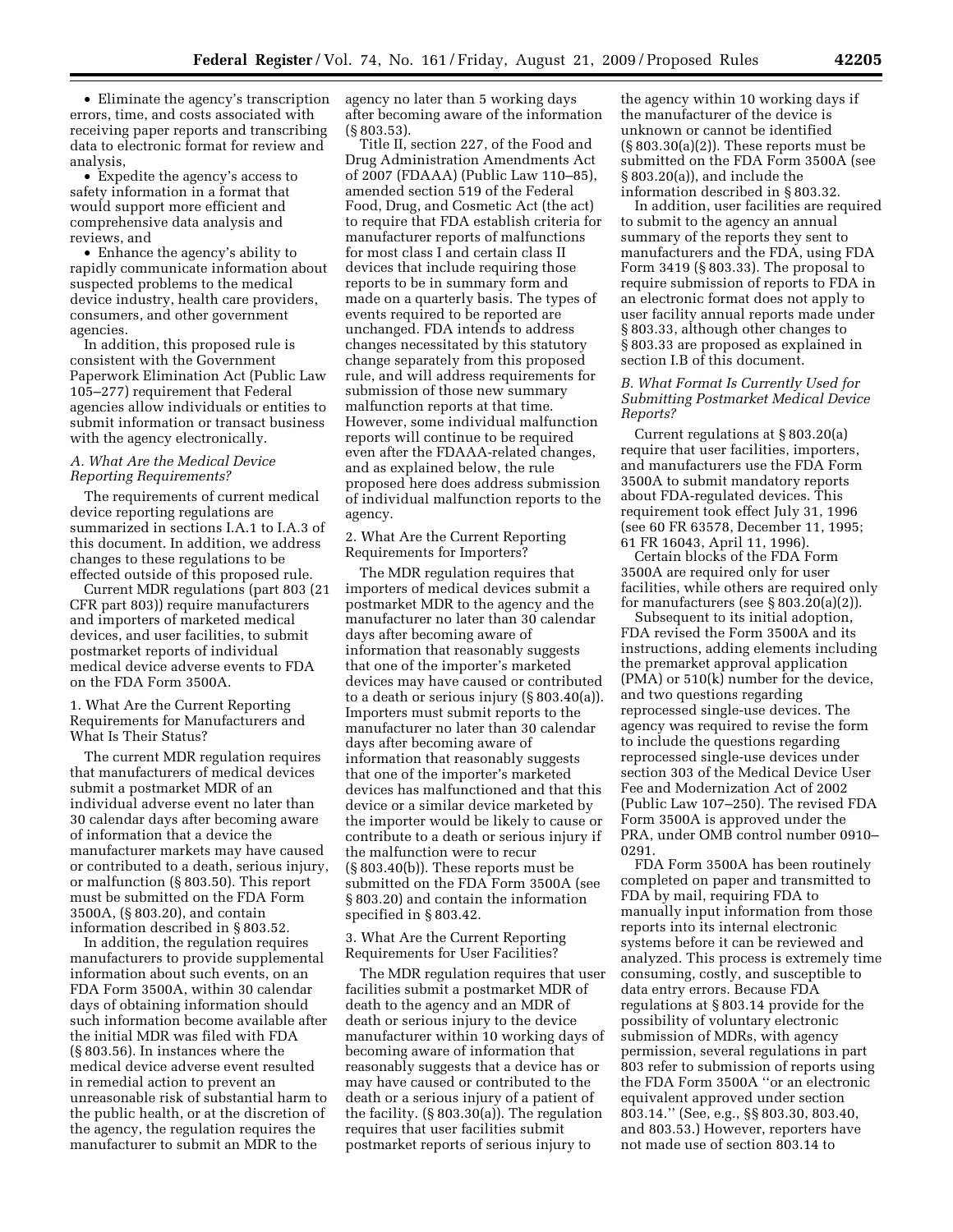- Eliminate the agency's transcription errors, time, and costs associated with receiving paper reports and transcribing data to electronic format for review and analysis,
- Expedite the agency's access to safety information in a format that would support more efficient and comprehensive data analysis and reviews, and
- Enhance the agency's ability to rapidly communicate information about suspected problems to the medical device industry, health care providers, consumers, and other government agencies.

In addition, this proposed rule is consistent with the Government Paperwork Elimination Act (Public Law 105–277) requirement that Federal agencies allow individuals or entities to submit information or transact business with the agency electronically.

### *A. What Are the Medical Device Reporting Requirements?*

The requirements of current medical device reporting regulations are summarized in sections I.A.1 to I.A.3 of this document. In addition, we address changes to these regulations to be effected outside of this proposed rule.

Current MDR regulations (part 803 (21 CFR part 803)) require manufacturers and importers of marketed medical devices, and user facilities, to submit postmarket reports of individual medical device adverse events to FDA on the FDA Form 3500A.

1. What Are the Current Reporting Requirements for Manufacturers and What Is Their Status?

The current MDR regulation requires that manufacturers of medical devices submit a postmarket MDR of an individual adverse event no later than 30 calendar days after becoming aware of information that a device the manufacturer markets may have caused or contributed to a death, serious injury, or malfunction (§ 803.50). This report must be submitted on the FDA Form 3500A, (§ 803.20), and contain information described in § 803.52.

In addition, the regulation requires manufacturers to provide supplemental information about such events, on an FDA Form 3500A, within 30 calendar days of obtaining information should such information become available after the initial MDR was filed with FDA (§ 803.56). In instances where the medical device adverse event resulted in remedial action to prevent an unreasonable risk of substantial harm to the public health, or at the discretion of the agency, the regulation requires the manufacturer to submit an MDR to the agency no later than 5 working days after becoming aware of the information (§ 803.53).

Title II, section 227, of the Food and Drug Administration Amendments Act of 2007 (FDAAA) (Public Law 110–85), amended section 519 of the Federal Food, Drug, and Cosmetic Act (the act) to require that FDA establish criteria for manufacturer reports of malfunctions for most class I and certain class II devices that include requiring those reports to be in summary form and made on a quarterly basis. The types of events required to be reported are unchanged. FDA intends to address changes necessitated by this statutory change separately from this proposed rule, and will address requirements for submission of those new summary malfunction reports at that time. However, some individual malfunction reports will continue to be required even after the FDAAA-related changes, and as explained below, the rule proposed here does address submission of individual malfunction reports to the agency.

2. What Are the Current Reporting Requirements for Importers?

The MDR regulation requires that importers of medical devices submit a postmarket MDR to the agency and the manufacturer no later than 30 calendar days after becoming aware of information that reasonably suggests that one of the importer's marketed devices may have caused or contributed to a death or serious injury (§ 803.40(a)). Importers must submit reports to the manufacturer no later than 30 calendar days after becoming aware of information that reasonably suggests that one of the importer's marketed devices has malfunctioned and that this device or a similar device marketed by the importer would be likely to cause or contribute to a death or serious injury if the malfunction were to recur (§ 803.40(b)). These reports must be submitted on the FDA Form 3500A (see § 803.20) and contain the information specified in § 803.42.

3. What Are the Current Reporting Requirements for User Facilities?

The MDR regulation requires that user facilities submit a postmarket MDR of death to the agency and an MDR of death or serious injury to the device manufacturer within 10 working days of becoming aware of information that reasonably suggests that a device has or may have caused or contributed to the death or a serious injury of a patient of the facility. (§ 803.30(a)). The regulation requires that user facilities submit postmarket reports of serious injury to the agency within 10 working days if the manufacturer of the device is unknown or cannot be identified (§ 803.30(a)(2)). These reports must be submitted on the FDA Form 3500A (see § 803.20(a)), and include the information described in § 803.32.

In addition, user facilities are required to submit to the agency an annual summary of the reports they sent to manufacturers and the FDA, using FDA Form 3419 (§ 803.33). The proposal to require submission of reports to FDA in an electronic format does not apply to user facility annual reports made under § 803.33, although other changes to § 803.33 are proposed as explained in section I.B of this document.

### *B. What Format Is Currently Used for Submitting Postmarket Medical Device Reports?*

Current regulations at § 803.20(a) require that user facilities, importers, and manufacturers use the FDA Form 3500A to submit mandatory reports about FDA-regulated devices. This requirement took effect July 31, 1996 (see 60 FR 63578, December 11, 1995; 61 FR 16043, April 11, 1996).

Certain blocks of the FDA Form 3500A are required only for user facilities, while others are required only for manufacturers (see § 803.20(a)(2)).

Subsequent to its initial adoption, FDA revised the Form 3500A and its instructions, adding elements including the premarket approval application (PMA) or 510(k) number for the device, and two questions regarding reprocessed single-use devices. The agency was required to revise the form to include the questions regarding reprocessed single-use devices under section 303 of the Medical Device User Fee and Modernization Act of 2002 (Public Law 107–250). The revised FDA Form 3500A is approved under the PRA, under OMB control number 0910–0291.

FDA Form 3500A has been routinely completed on paper and transmitted to FDA by mail, requiring FDA to manually input information from those reports into its internal electronic systems before it can be reviewed and analyzed. This process is extremely time consuming, costly, and susceptible to data entry errors. Because FDA regulations at § 803.14 provide for the possibility of voluntary electronic submission of MDRs, with agency permission, several regulations in part 803 refer to submission of reports using the FDA Form 3500A ''or an electronic equivalent approved under section 803.14.'' (See, e.g., §§ 803.30, 803.40, and 803.53.) However, reporters have not made use of section 803.14 to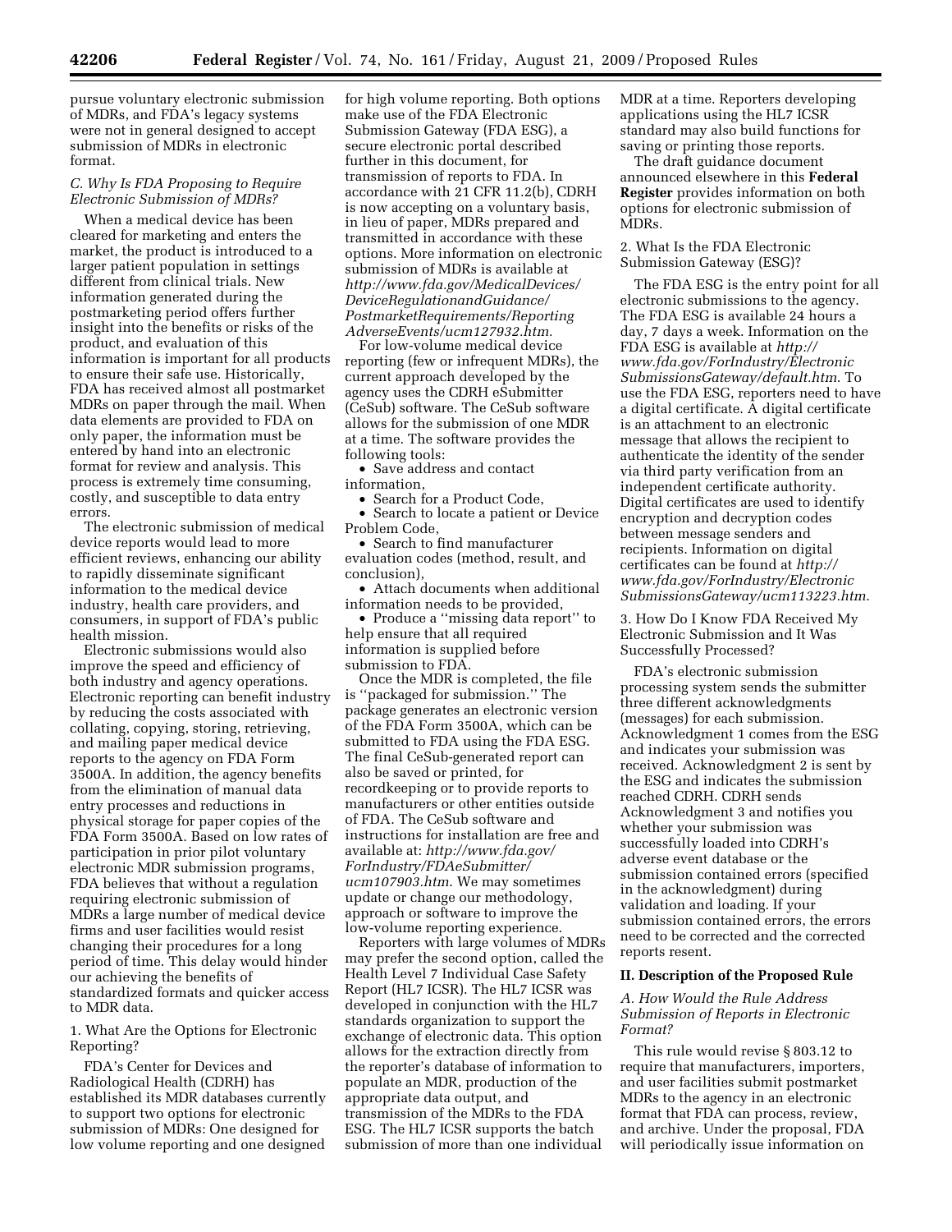pursue voluntary electronic submission of MDRs, and FDA's legacy systems were not in general designed to accept submission of MDRs in electronic format.

### *C. Why Is FDA Proposing to Require Electronic Submission of MDRs?*

When a medical device has been cleared for marketing and enters the market, the product is introduced to a larger patient population in settings different from clinical trials. New information generated during the postmarketing period offers further insight into the benefits or risks of the product, and evaluation of this information is important for all products to ensure their safe use. Historically, FDA has received almost all postmarket MDRs on paper through the mail. When data elements are provided to FDA on only paper, the information must be entered by hand into an electronic format for review and analysis. This process is extremely time consuming, costly, and susceptible to data entry errors.

The electronic submission of medical device reports would lead to more efficient reviews, enhancing our ability to rapidly disseminate significant information to the medical device industry, health care providers, and consumers, in support of FDA's public health mission.

Electronic submissions would also improve the speed and efficiency of both industry and agency operations. Electronic reporting can benefit industry by reducing the costs associated with collating, copying, storing, retrieving, and mailing paper medical device reports to the agency on FDA Form 3500A. In addition, the agency benefits from the elimination of manual data entry processes and reductions in physical storage for paper copies of the FDA Form 3500A. Based on low rates of participation in prior pilot voluntary electronic MDR submission programs, FDA believes that without a regulation requiring electronic submission of MDRs a large number of medical device firms and user facilities would resist changing their procedures for a long period of time. This delay would hinder our achieving the benefits of standardized formats and quicker access to MDR data.

#### 1. What Are the Options for Electronic Reporting?

FDA's Center for Devices and Radiological Health (CDRH) has established its MDR databases currently to support two options for electronic submission of MDRs: One designed for low volume reporting and one designed for high volume reporting. Both options make use of the FDA Electronic Submission Gateway (FDA ESG), a secure electronic portal described further in this document, for transmission of reports to FDA. In accordance with 21 CFR 11.2(b), CDRH is now accepting on a voluntary basis, in lieu of paper, MDRs prepared and transmitted in accordance with these options. More information on electronic submission of MDRs is available at *http://www.fda.gov/MedicalDevices/DeviceRegulationandGuidance/PostmarketRequirements/ReportingAdverseEvents/ucm127932.htm*.

For low-volume medical device reporting (few or infrequent MDRs), the current approach developed by the agency uses the CDRH eSubmitter (CeSub) software. The CeSub software allows for the submission of one MDR at a time. The software provides the following tools:

- Save address and contact information,
- Search for a Product Code,
- Search to locate a patient or Device Problem Code,
- Search to find manufacturer evaluation codes (method, result, and conclusion),
- Attach documents when additional information needs to be provided,
- Produce a ''missing data report'' to help ensure that all required information is supplied before submission to FDA.

Once the MDR is completed, the file is ''packaged for submission.'' The package generates an electronic version of the FDA Form 3500A, which can be submitted to FDA using the FDA ESG. The final CeSub-generated report can also be saved or printed, for recordkeeping or to provide reports to manufacturers or other entities outside of FDA. The CeSub software and instructions for installation are free and available at: *http://www.fda.gov/ForIndustry/FDAeSubmitter/ucm107903.htm*. We may sometimes update or change our methodology, approach or software to improve the low-volume reporting experience.

Reporters with large volumes of MDRs may prefer the second option, called the Health Level 7 Individual Case Safety Report (HL7 ICSR). The HL7 ICSR was developed in conjunction with the HL7 standards organization to support the exchange of electronic data. This option allows for the extraction directly from the reporter's database of information to populate an MDR, production of the appropriate data output, and transmission of the MDRs to the FDA ESG. The HL7 ICSR supports the batch submission of more than one individual MDR at a time. Reporters developing applications using the HL7 ICSR standard may also build functions for saving or printing those reports.

The draft guidance document announced elsewhere in this **Federal Register** provides information on both options for electronic submission of MDRs.

#### 2. What Is the FDA Electronic Submission Gateway (ESG)?

The FDA ESG is the entry point for all electronic submissions to the agency. The FDA ESG is available 24 hours a day, 7 days a week. Information on the FDA ESG is available at *http://www.fda.gov/ForIndustry/ElectronicSubmissionsGateway/default.htm*. To use the FDA ESG, reporters need to have a digital certificate. A digital certificate is an attachment to an electronic message that allows the recipient to authenticate the identity of the sender via third party verification from an independent certificate authority. Digital certificates are used to identify encryption and decryption codes between message senders and recipients. Information on digital certificates can be found at *http://www.fda.gov/ForIndustry/ElectronicSubmissionsGateway/ucm113223.htm*.

#### 3. How Do I Know FDA Received My Electronic Submission and It Was Successfully Processed?

FDA's electronic submission processing system sends the submitter three different acknowledgments (messages) for each submission. Acknowledgment 1 comes from the ESG and indicates your submission was received. Acknowledgment 2 is sent by the ESG and indicates the submission reached CDRH. CDRH sends Acknowledgment 3 and notifies you whether your submission was successfully loaded into CDRH's adverse event database or the submission contained errors (specified in the acknowledgment) during validation and loading. If your submission contained errors, the errors need to be corrected and the corrected reports resent.

## II. Description of the Proposed Rule

### *A. How Would the Rule Address Submission of Reports in Electronic Format?*

This rule would revise § 803.12 to require that manufacturers, importers, and user facilities submit postmarket MDRs to the agency in an electronic format that FDA can process, review, and archive. Under the proposal, FDA will periodically issue information on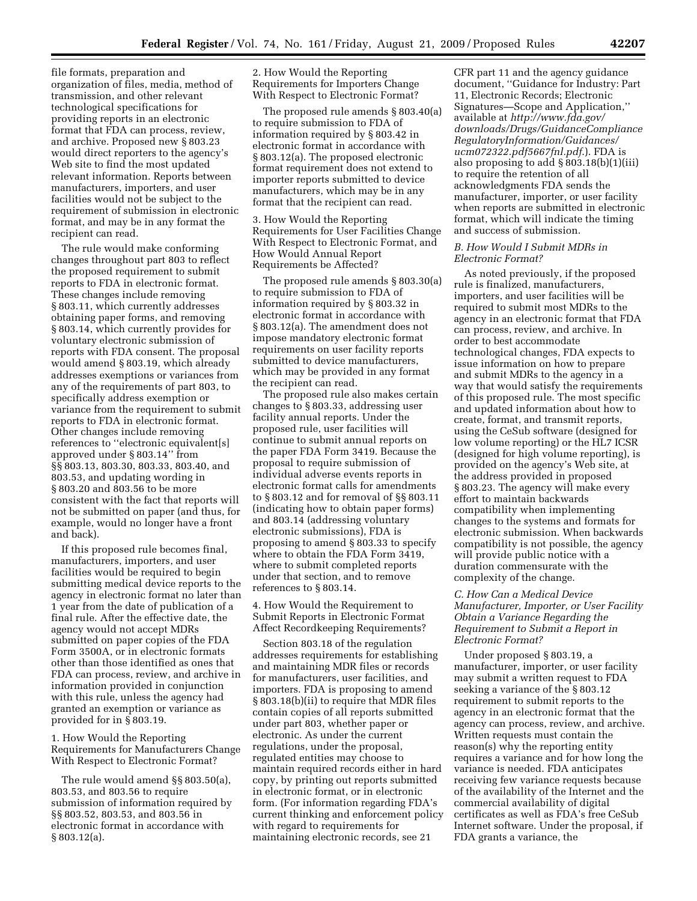file formats, preparation and organization of files, media, method of transmission, and other relevant technological specifications for providing reports in an electronic format that FDA can process, review, and archive. Proposed new § 803.23 would direct reporters to the agency's Web site to find the most updated relevant information. Reports between manufacturers, importers, and user facilities would not be subject to the requirement of submission in electronic format, and may be in any format the recipient can read.

The rule would make conforming changes throughout part 803 to reflect the proposed requirement to submit reports to FDA in electronic format. These changes include removing § 803.11, which currently addresses obtaining paper forms, and removing § 803.14, which currently provides for voluntary electronic submission of reports with FDA consent. The proposal would amend § 803.19, which already addresses exemptions or variances from any of the requirements of part 803, to specifically address exemption or variance from the requirement to submit reports to FDA in electronic format. Other changes include removing references to ''electronic equivalent[s] approved under § 803.14'' from §§ 803.13, 803.30, 803.33, 803.40, and 803.53, and updating wording in § 803.20 and 803.56 to be more consistent with the fact that reports will not be submitted on paper (and thus, for example, would no longer have a front and back).

If this proposed rule becomes final, manufacturers, importers, and user facilities would be required to begin submitting medical device reports to the agency in electronic format no later than 1 year from the date of publication of a final rule. After the effective date, the agency would not accept MDRs submitted on paper copies of the FDA Form 3500A, or in electronic formats other than those identified as ones that FDA can process, review, and archive in information provided in conjunction with this rule, unless the agency had granted an exemption or variance as provided for in § 803.19.

1. How Would the Reporting Requirements for Manufacturers Change With Respect to Electronic Format?

The rule would amend §§ 803.50(a), 803.53, and 803.56 to require submission of information required by §§ 803.52, 803.53, and 803.56 in electronic format in accordance with § 803.12(a).

2. How Would the Reporting Requirements for Importers Change With Respect to Electronic Format?

The proposed rule amends § 803.40(a) to require submission to FDA of information required by § 803.42 in electronic format in accordance with § 803.12(a). The proposed electronic format requirement does not extend to importer reports submitted to device manufacturers, which may be in any format that the recipient can read.

3. How Would the Reporting Requirements for User Facilities Change With Respect to Electronic Format, and How Would Annual Report Requirements be Affected?

The proposed rule amends § 803.30(a) to require submission to FDA of information required by § 803.32 in electronic format in accordance with § 803.12(a). The amendment does not impose mandatory electronic format requirements on user facility reports submitted to device manufacturers, which may be provided in any format the recipient can read.

The proposed rule also makes certain changes to § 803.33, addressing user facility annual reports. Under the proposed rule, user facilities will continue to submit annual reports on the paper FDA Form 3419. Because the proposal to require submission of individual adverse events reports in electronic format calls for amendments to § 803.12 and for removal of §§ 803.11 (indicating how to obtain paper forms) and 803.14 (addressing voluntary electronic submissions), FDA is proposing to amend § 803.33 to specify where to obtain the FDA Form 3419, where to submit completed reports under that section, and to remove references to § 803.14.

4. How Would the Requirement to Submit Reports in Electronic Format Affect Recordkeeping Requirements?

Section 803.18 of the regulation addresses requirements for establishing and maintaining MDR files or records for manufacturers, user facilities, and importers. FDA is proposing to amend § 803.18(b)(ii) to require that MDR files contain copies of all reports submitted under part 803, whether paper or electronic. As under the current regulations, under the proposal, regulated entities may choose to maintain required records either in hard copy, by printing out reports submitted in electronic format, or in electronic form. (For information regarding FDA's current thinking and enforcement policy with regard to requirements for maintaining electronic records, see 21 CFR part 11 and the agency guidance document, ''Guidance for Industry: Part 11, Electronic Records; Electronic Signatures—Scope and Application,'' available at *http://www.fda.gov/downloads/Drugs/GuidanceCompliance RegulatoryInformation/Guidances/ucm072322.pdf5667fnl.pdf.*). FDA is also proposing to add § 803.18(b)(1)(iii) to require the retention of all acknowledgments FDA sends the manufacturer, importer, or user facility when reports are submitted in electronic format, which will indicate the timing and success of submission.

### *B. How Would I Submit MDRs in Electronic Format?*

As noted previously, if the proposed rule is finalized, manufacturers, importers, and user facilities will be required to submit most MDRs to the agency in an electronic format that FDA can process, review, and archive. In order to best accommodate technological changes, FDA expects to issue information on how to prepare and submit MDRs to the agency in a way that would satisfy the requirements of this proposed rule. The most specific and updated information about how to create, format, and transmit reports, using the CeSub software (designed for low volume reporting) or the HL7 ICSR (designed for high volume reporting), is provided on the agency's Web site, at the address provided in proposed § 803.23. The agency will make every effort to maintain backwards compatibility when implementing changes to the systems and formats for electronic submission. When backwards compatibility is not possible, the agency will provide public notice with a duration commensurate with the complexity of the change.

### *C. How Can a Medical Device Manufacturer, Importer, or User Facility Obtain a Variance Regarding the Requirement to Submit a Report in Electronic Format?*

Under proposed § 803.19, a manufacturer, importer, or user facility may submit a written request to FDA seeking a variance of the § 803.12 requirement to submit reports to the agency in an electronic format that the agency can process, review, and archive. Written requests must contain the reason(s) why the reporting entity requires a variance and for how long the variance is needed. FDA anticipates receiving few variance requests because of the availability of the Internet and the commercial availability of digital certificates as well as FDA's free CeSub Internet software. Under the proposal, if FDA grants a variance, the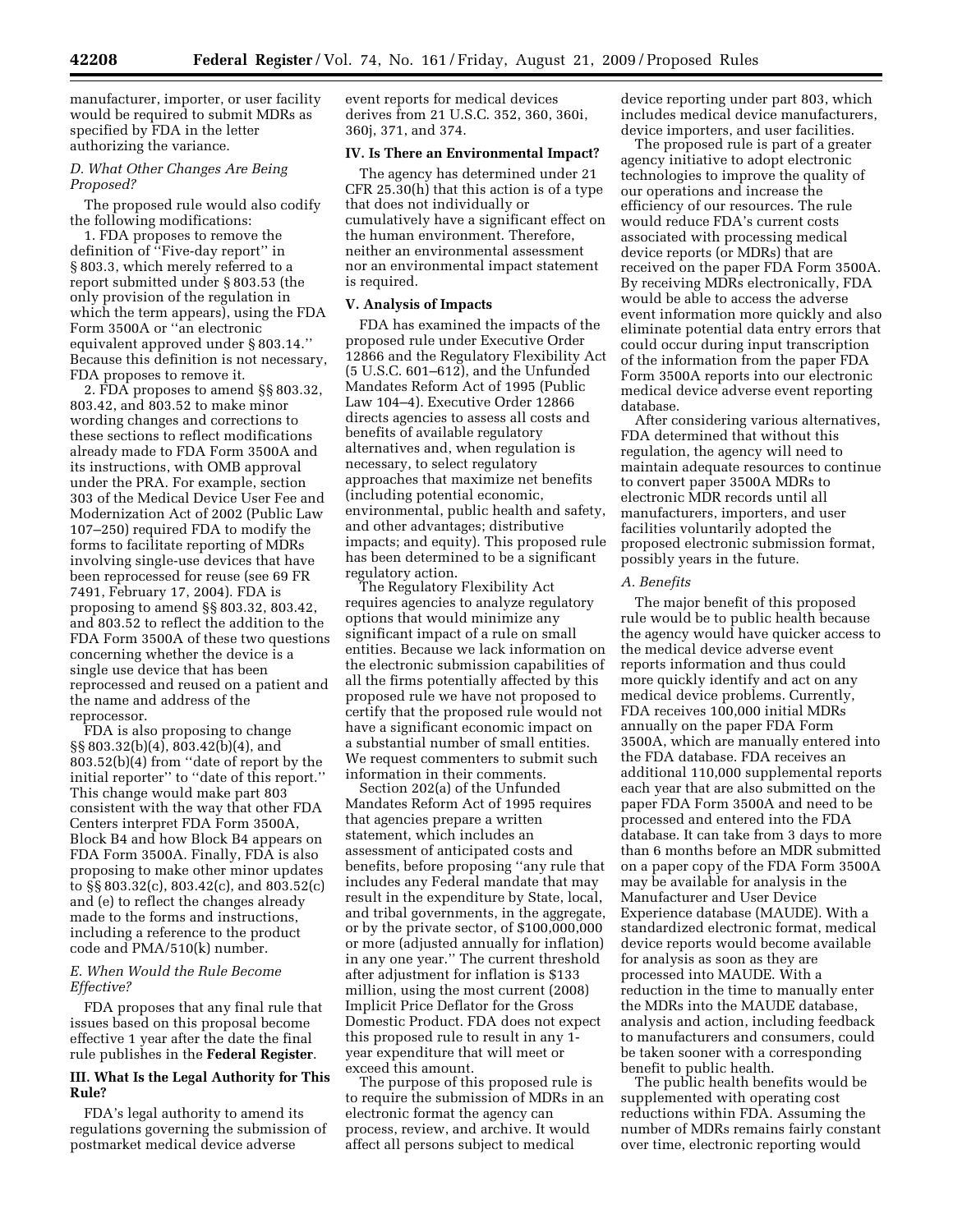manufacturer, importer, or user facility would be required to submit MDRs as specified by FDA in the letter authorizing the variance.

### *D. What Other Changes Are Being Proposed?*

The proposed rule would also codify the following modifications:

1. FDA proposes to remove the definition of "Five-day report" in § 803.3, which merely referred to a report submitted under § 803.53 (the only provision of the regulation in which the term appears), using the FDA Form 3500A or "an electronic equivalent approved under § 803.14." Because this definition is not necessary, FDA proposes to remove it.

2. FDA proposes to amend §§ 803.32, 803.42, and 803.52 to make minor wording changes and corrections to these sections to reflect modifications already made to FDA Form 3500A and its instructions, with OMB approval under the PRA. For example, section 303 of the Medical Device User Fee and Modernization Act of 2002 (Public Law 107–250) required FDA to modify the forms to facilitate reporting of MDRs involving single-use devices that have been reprocessed for reuse (see 69 FR 7491, February 17, 2004). FDA is proposing to amend §§ 803.32, 803.42, and 803.52 to reflect the addition to the FDA Form 3500A of these two questions concerning whether the device is a single use device that has been reprocessed and reused on a patient and the name and address of the reprocessor.

FDA is also proposing to change §§ 803.32(b)(4), 803.42(b)(4), and 803.52(b)(4) from "date of report by the initial reporter" to "date of this report." This change would make part 803 consistent with the way that other FDA Centers interpret FDA Form 3500A, Block B4 and how Block B4 appears on FDA Form 3500A. Finally, FDA is also proposing to make other minor updates to §§ 803.32(c), 803.42(c), and 803.52(c) and (e) to reflect the changes already made to the forms and instructions, including a reference to the product code and PMA/510(k) number.

### *E. When Would the Rule Become Effective?*

FDA proposes that any final rule that issues based on this proposal become effective 1 year after the date the final rule publishes in the **Federal Register**.

## III. What Is the Legal Authority for This Rule?

FDA's legal authority to amend its regulations governing the submission of postmarket medical device adverse event reports for medical devices derives from 21 U.S.C. 352, 360, 360i, 360j, 371, and 374.

## IV. Is There an Environmental Impact?

The agency has determined under 21 CFR 25.30(h) that this action is of a type that does not individually or cumulatively have a significant effect on the human environment. Therefore, neither an environmental assessment nor an environmental impact statement is required.

## V. Analysis of Impacts

FDA has examined the impacts of the proposed rule under Executive Order 12866 and the Regulatory Flexibility Act (5 U.S.C. 601–612), and the Unfunded Mandates Reform Act of 1995 (Public Law 104–4). Executive Order 12866 directs agencies to assess all costs and benefits of available regulatory alternatives and, when regulation is necessary, to select regulatory approaches that maximize net benefits (including potential economic, environmental, public health and safety, and other advantages; distributive impacts; and equity). This proposed rule has been determined to be a significant regulatory action.

The Regulatory Flexibility Act requires agencies to analyze regulatory options that would minimize any significant impact of a rule on small entities. Because we lack information on the electronic submission capabilities of all the firms potentially affected by this proposed rule we have not proposed to certify that the proposed rule would not have a significant economic impact on a substantial number of small entities. We request commenters to submit such information in their comments.

Section 202(a) of the Unfunded Mandates Reform Act of 1995 requires that agencies prepare a written statement, which includes an assessment of anticipated costs and benefits, before proposing "any rule that includes any Federal mandate that may result in the expenditure by State, local, and tribal governments, in the aggregate, or by the private sector, of $100,000,000 or more (adjusted annually for inflation) in any one year." The current threshold after adjustment for inflation is $133 million, using the most current (2008) Implicit Price Deflator for the Gross Domestic Product. FDA does not expect this proposed rule to result in any 1-year expenditure that will meet or exceed this amount.

The purpose of this proposed rule is to require the submission of MDRs in an electronic format the agency can process, review, and archive. It would affect all persons subject to medical device reporting under part 803, which includes medical device manufacturers, device importers, and user facilities.

The proposed rule is part of a greater agency initiative to adopt electronic technologies to improve the quality of our operations and increase the efficiency of our resources. The rule would reduce FDA's current costs associated with processing medical device reports (or MDRs) that are received on the paper FDA Form 3500A. By receiving MDRs electronically, FDA would be able to access the adverse event information more quickly and also eliminate potential data entry errors that could occur during input transcription of the information from the paper FDA Form 3500A reports into our electronic medical device adverse event reporting database.

After considering various alternatives, FDA determined that without this regulation, the agency will need to maintain adequate resources to continue to convert paper 3500A MDRs to electronic MDR records until all manufacturers, importers, and user facilities voluntarily adopted the proposed electronic submission format, possibly years in the future.

### *A. Benefits*

The major benefit of this proposed rule would be to public health because the agency would have quicker access to the medical device adverse event reports information and thus could more quickly identify and act on any medical device problems. Currently, FDA receives 100,000 initial MDRs annually on the paper FDA Form 3500A, which are manually entered into the FDA database. FDA receives an additional 110,000 supplemental reports each year that are also submitted on the paper FDA Form 3500A and need to be processed and entered into the FDA database. It can take from 3 days to more than 6 months before an MDR submitted on a paper copy of the FDA Form 3500A may be available for analysis in the Manufacturer and User Device Experience database (MAUDE). With a standardized electronic format, medical device reports would become available for analysis as soon as they are processed into MAUDE. With a reduction in the time to manually enter the MDRs into the MAUDE database, analysis and action, including feedback to manufacturers and consumers, could be taken sooner with a corresponding benefit to public health.

The public health benefits would be supplemented with operating cost reductions within FDA. Assuming the number of MDRs remains fairly constant over time, electronic reporting would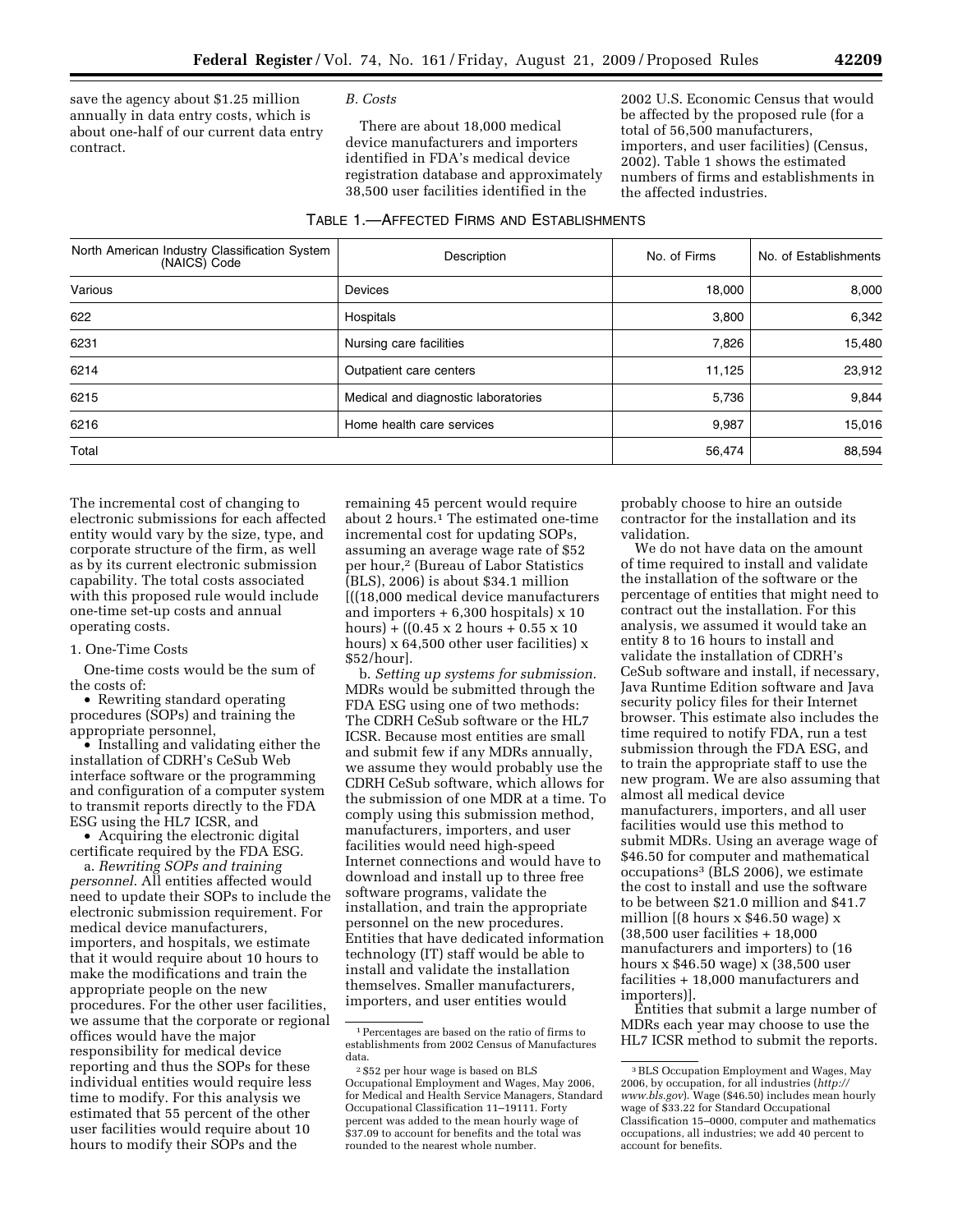save the agency about $1.25 million annually in data entry costs, which is about one-half of our current data entry contract.

*B. Costs*

There are about 18,000 medical device manufacturers and importers identified in FDA's medical device registration database and approximately 38,500 user facilities identified in the 2002 U.S. Economic Census that would be affected by the proposed rule (for a total of 56,500 manufacturers, importers, and user facilities) (Census, 2002). Table 1 shows the estimated numbers of firms and establishments in the affected industries.

TABLE 1.—AFFECTED FIRMS AND ESTABLISHMENTS

| North American Industry Classification System (NAICS) Code | Description | No. of Firms | No. of Establishments |
|---|---|---|---|
| Various | Devices | 18,000 | 8,000 |
| 622 | Hospitals | 3,800 | 6,342 |
| 6231 | Nursing care facilities | 7,826 | 15,480 |
| 6214 | Outpatient care centers | 11,125 | 23,912 |
| 6215 | Medical and diagnostic laboratories | 5,736 | 9,844 |
| 6216 | Home health care services | 9,987 | 15,016 |
| Total | | 56,474 | 88,594 |

The incremental cost of changing to electronic submissions for each affected entity would vary by the size, type, and corporate structure of the firm, as well as by its current electronic submission capability. The total costs associated with this proposed rule would include one-time set-up costs and annual operating costs.

1. One-Time Costs

One-time costs would be the sum of the costs of:

- Rewriting standard operating procedures (SOPs) and training the appropriate personnel,
- Installing and validating either the installation of CDRH's CeSub Web interface software or the programming and configuration of a computer system to transmit reports directly to the FDA ESG using the HL7 ICSR, and
- Acquiring the electronic digital certificate required by the FDA ESG.

a. *Rewriting SOPs and training personnel*. All entities affected would need to update their SOPs to include the electronic submission requirement. For medical device manufacturers, importers, and hospitals, we estimate that it would require about 10 hours to make the modifications and train the appropriate people on the new procedures. For the other user facilities, we assume that the corporate or regional offices would have the major responsibility for medical device reporting and thus the SOPs for these individual entities would require less time to modify. For this analysis we estimated that 55 percent of the other user facilities would require about 10 hours to modify their SOPs and the remaining 45 percent would require about 2 hours.[1] The estimated one-time incremental cost for updating SOPs, assuming an average wage rate of $52 per hour,[2] (Bureau of Labor Statistics (BLS), 2006) is about $34.1 million [((18,000 medical device manufacturers and importers + 6,300 hospitals) x 10 hours) + ((0.45 x 2 hours + 0.55 x 10 hours) x 64,500 other user facilities) x $52/hour].

b. *Setting up systems for submission*. MDRs would be submitted through the FDA ESG using one of two methods: The CDRH CeSub software or the HL7 ICSR. Because most entities are small and submit few if any MDRs annually, we assume they would probably use the CDRH CeSub software, which allows for the submission of one MDR at a time. To comply using this submission method, manufacturers, importers, and user facilities would need high-speed Internet connections and would have to download and install up to three free software programs, validate the installation, and train the appropriate personnel on the new procedures. Entities that have dedicated information technology (IT) staff would be able to install and validate the installation themselves. Smaller manufacturers, importers, and user entities would probably choose to hire an outside contractor for the installation and its validation.

We do not have data on the amount of time required to install and validate the installation of the software or the percentage of entities that might need to contract out the installation. For this analysis, we assumed it would take an entity 8 to 16 hours to install and validate the installation of CDRH's CeSub software and install, if necessary, Java Runtime Edition software and Java security policy files for their Internet browser. This estimate also includes the time required to notify FDA, run a test submission through the FDA ESG, and to train the appropriate staff to use the new program. We are also assuming that almost all medical device manufacturers, importers, and all user facilities would use this method to submit MDRs. Using an average wage of $46.50 for computer and mathematical occupations[3] (BLS 2006), we estimate the cost to install and use the software to be between $21.0 million and $41.7 million [(8 hours x $46.50 wage) x (38,500 user facilities + 18,000 manufacturers and importers) to (16 hours x $46.50 wage) x (38,500 user facilities + 18,000 manufacturers and importers)].

Entities that submit a large number of MDRs each year may choose to use the HL7 ICSR method to submit the reports.

[1] Percentages are based on the ratio of firms to establishments from 2002 Census of Manufactures data.

[2] $52 per hour wage is based on BLS Occupational Employment and Wages, May 2006, for Medical and Health Service Managers, Standard Occupational Classification 11–19111. Forty percent was added to the mean hourly wage of $37.09 to account for benefits and the total was rounded to the nearest whole number.

[3] BLS Occupation Employment and Wages, May 2006, by occupation, for all industries (*http://www.bls.gov*). Wage ($46.50) includes mean hourly wage of $33.22 for Standard Occupational Classification 15–0000, computer and mathematics occupations, all industries; we add 40 percent to account for benefits.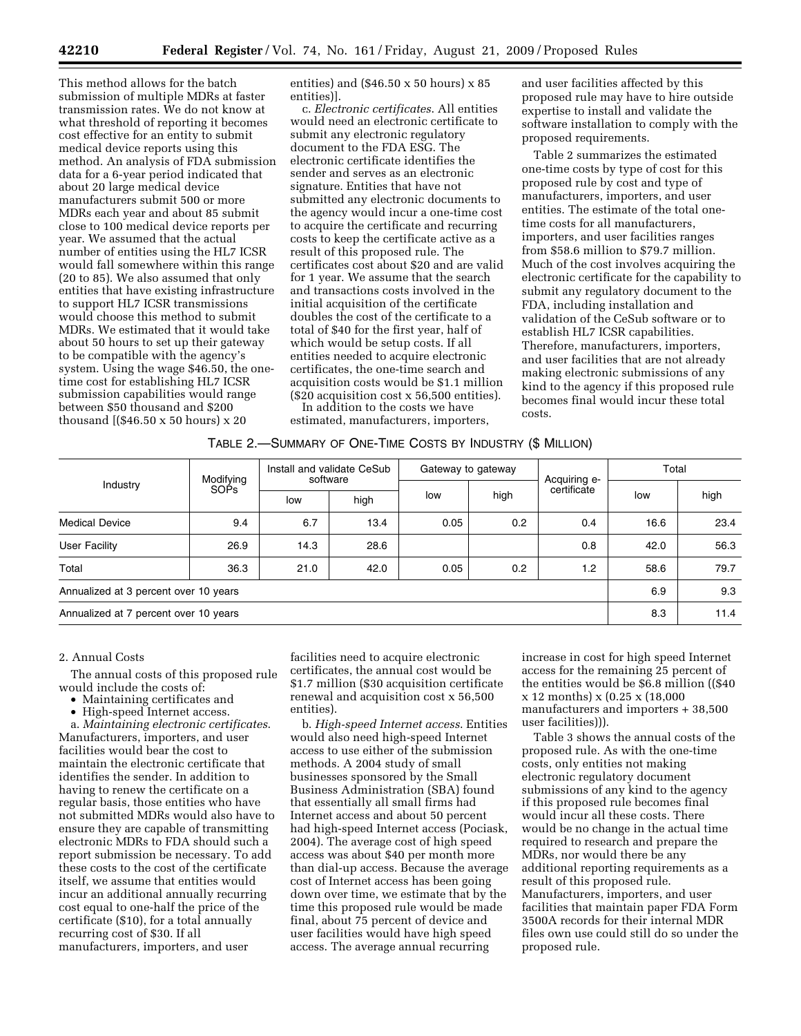This method allows for the batch submission of multiple MDRs at faster transmission rates. We do not know at what threshold of reporting it becomes cost effective for an entity to submit medical device reports using this method. An analysis of FDA submission data for a 6-year period indicated that about 20 large medical device manufacturers submit 500 or more MDRs each year and about 85 submit close to 100 medical device reports per year. We assumed that the actual number of entities using the HL7 ICSR would fall somewhere within this range (20 to 85). We also assumed that only entities that have existing infrastructure to support HL7 ICSR transmissions would choose this method to submit MDRs. We estimated that it would take about 50 hours to set up their gateway to be compatible with the agency's system. Using the wage $46.50, the one-time cost for establishing HL7 ICSR submission capabilities would range between $50 thousand and $200 thousand [($46.50 x 50 hours) x 20 entities) and ($46.50 x 50 hours) x 85 entities)].

c. *Electronic certificates.* All entities would need an electronic certificate to submit any electronic regulatory document to the FDA ESG. The electronic certificate identifies the sender and serves as an electronic signature. Entities that have not submitted any electronic documents to the agency would incur a one-time cost to acquire the certificate and recurring costs to keep the certificate active as a result of this proposed rule. The certificates cost about $20 and are valid for 1 year. We assume that the search and transactions costs involved in the initial acquisition of the certificate doubles the cost of the certificate to a total of $40 for the first year, half of which would be setup costs. If all entities needed to acquire electronic certificates, the one-time search and acquisition costs would be $1.1 million ($20 acquisition cost x 56,500 entities).

In addition to the costs we have estimated, manufacturers, importers, and user facilities affected by this proposed rule may have to hire outside expertise to install and validate the software installation to comply with the proposed requirements.

Table 2 summarizes the estimated one-time costs by type of cost for this proposed rule by cost and type of manufacturers, importers, and user entities. The estimate of the total one-time costs for all manufacturers, importers, and user facilities ranges from $58.6 million to $79.7 million. Much of the cost involves acquiring the electronic certificate for the capability to submit any regulatory document to the FDA, including installation and validation of the CeSub software or to establish HL7 ICSR capabilities. Therefore, manufacturers, importers, and user facilities that are not already making electronic submissions of any kind to the agency if this proposed rule becomes final would incur these total costs.

TABLE 2.—SUMMARY OF ONE-TIME COSTS BY INDUSTRY ($ MILLION)

| Industry | Modifying SOPs | Install and validate CeSub software | | Gateway to gateway | | Acquiring e-certificate | Total | |
|---|---|---|---|---|---|---|---|---|
| | | low | high | low | high | | low | high |
| Medical Device | 9.4 | 6.7 | 13.4 | 0.05 | 0.2 | 0.4 | 16.6 | 23.4 |
| User Facility | 26.9 | 14.3 | 28.6 | | | 0.8 | 42.0 | 56.3 |
| Total | 36.3 | 21.0 | 42.0 | 0.05 | 0.2 | 1.2 | 58.6 | 79.7 |
| Annualized at 3 percent over 10 years | | | | | | | 6.9 | 9.3 |
| Annualized at 7 percent over 10 years | | | | | | | 8.3 | 11.4 |

2. Annual Costs

The annual costs of this proposed rule would include the costs of:

- Maintaining certificates and
- High-speed Internet access.

a. *Maintaining electronic certificates.* Manufacturers, importers, and user facilities would bear the cost to maintain the electronic certificate that identifies the sender. In addition to having to renew the certificate on a regular basis, those entities who have not submitted MDRs would also have to ensure they are capable of transmitting electronic MDRs to FDA should such a report submission be necessary. To add these costs to the cost of the certificate itself, we assume that entities would incur an additional annually recurring cost equal to one-half the price of the certificate ($10), for a total annually recurring cost of $30. If all manufacturers, importers, and user facilities need to acquire electronic certificates, the annual cost would be $1.7 million ($30 acquisition certificate renewal and acquisition cost x 56,500 entities).

b. *High-speed Internet access.* Entities would also need high-speed Internet access to use either of the submission methods. A 2004 study of small businesses sponsored by the Small Business Administration (SBA) found that essentially all small firms had Internet access and about 50 percent had high-speed Internet access (Pociask, 2004). The average cost of high speed access was about $40 per month more than dial-up access. Because the average cost of Internet access has been going down over time, we estimate that by the time this proposed rule would be made final, about 75 percent of device and user facilities would have high speed access. The average annual recurring increase in cost for high speed Internet access for the remaining 25 percent of the entities would be $6.8 million (($40 x 12 months) x (0.25 x (18,000 manufacturers and importers + 38,500 user facilities))).

Table 3 shows the annual costs of the proposed rule. As with the one-time costs, only entities not making electronic regulatory document submissions of any kind to the agency if this proposed rule becomes final would incur all these costs. There would be no change in the actual time required to research and prepare the MDRs, nor would there be any additional reporting requirements as a result of this proposed rule. Manufacturers, importers, and user facilities that maintain paper FDA Form 3500A records for their internal MDR files own use could still do so under the proposed rule.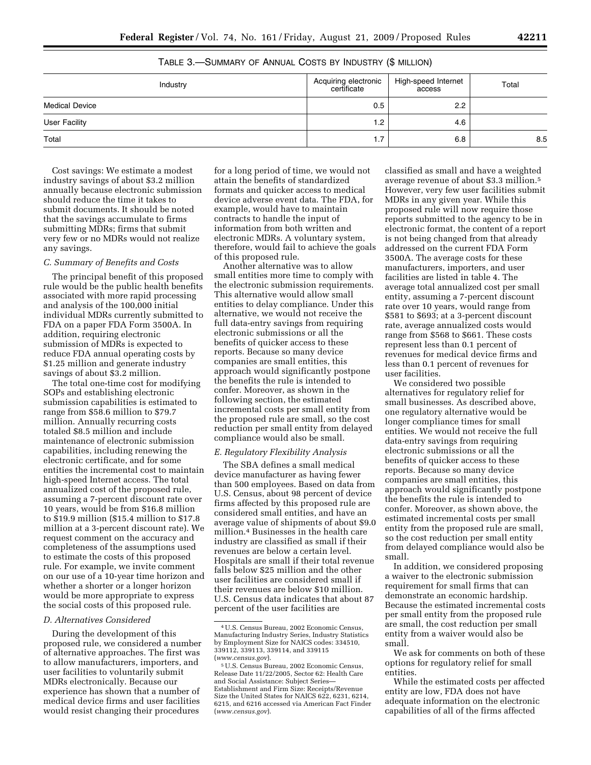TABLE 3.—SUMMARY OF ANNUAL COSTS BY INDUSTRY ($ MILLION)

| Industry | Acquiring electronic certificate | High-speed Internet access | Total |
|---|---|---|---|
| Medical Device | 0.5 | 2.2 | |
| User Facility | 1.2 | 4.6 | |
| Total | 1.7 | 6.8 | 8.5 |

Cost savings: We estimate a modest industry savings of about $3.2 million annually because electronic submission should reduce the time it takes to submit documents. It should be noted that the savings accumulate to firms submitting MDRs; firms that submit very few or no MDRs would not realize any savings.

### C. Summary of Benefits and Costs

The principal benefit of this proposed rule would be the public health benefits associated with more rapid processing and analysis of the 100,000 initial individual MDRs currently submitted to FDA on a paper FDA Form 3500A. In addition, requiring electronic submission of MDRs is expected to reduce FDA annual operating costs by $1.25 million and generate industry savings of about $3.2 million.

The total one-time cost for modifying SOPs and establishing electronic submission capabilities is estimated to range from $58.6 million to $79.7 million. Annually recurring costs totaled $8.5 million and include maintenance of electronic submission capabilities, including renewing the electronic certificate, and for some entities the incremental cost to maintain high-speed Internet access. The total annualized cost of the proposed rule, assuming a 7-percent discount rate over 10 years, would be from $16.8 million to $19.9 million ($15.4 million to $17.8 million at a 3-percent discount rate). We request comment on the accuracy and completeness of the assumptions used to estimate the costs of this proposed rule. For example, we invite comment on our use of a 10-year time horizon and whether a shorter or a longer horizon would be more appropriate to express the social costs of this proposed rule.

### D. Alternatives Considered

During the development of this proposed rule, we considered a number of alternative approaches. The first was to allow manufacturers, importers, and user facilities to voluntarily submit MDRs electronically. Because our experience has shown that a number of medical device firms and user facilities would resist changing their procedures for a long period of time, we would not attain the benefits of standardized formats and quicker access to medical device adverse event data. The FDA, for example, would have to maintain contracts to handle the input of information from both written and electronic MDRs. A voluntary system, therefore, would fail to achieve the goals of this proposed rule.

Another alternative was to allow small entities more time to comply with the electronic submission requirements. This alternative would allow small entities to delay compliance. Under this alternative, we would not receive the full data-entry savings from requiring electronic submissions or all the benefits of quicker access to these reports. Because so many device companies are small entities, this approach would significantly postpone the benefits the rule is intended to confer. Moreover, as shown in the following section, the estimated incremental costs per small entity from the proposed rule are small, so the cost reduction per small entity from delayed compliance would also be small.

### E. Regulatory Flexibility Analysis

The SBA defines a small medical device manufacturer as having fewer than 500 employees. Based on data from U.S. Census, about 98 percent of device firms affected by this proposed rule are considered small entities, and have an average value of shipments of about $9.0 million.[4] Businesses in the health care industry are classified as small if their revenues are below a certain level. Hospitals are small if their total revenue falls below $25 million and the other user facilities are considered small if their revenues are below $10 million. U.S. Census data indicates that about 87 percent of the user facilities are classified as small and have a weighted average revenue of about $3.3 million.[5] However, very few user facilities submit MDRs in any given year. While this proposed rule will now require those reports submitted to the agency to be in electronic format, the content of a report is not being changed from that already addressed on the current FDA Form 3500A. The average costs for these manufacturers, importers, and user facilities are listed in table 4. The average total annualized cost per small entity, assuming a 7-percent discount rate over 10 years, would range from $581 to $693; at a 3-percent discount rate, average annualized costs would range from $568 to $661. These costs represent less than 0.1 percent of revenues for medical device firms and less than 0.1 percent of revenues for user facilities.

We considered two possible alternatives for regulatory relief for small businesses. As described above, one regulatory alternative would be longer compliance times for small entities. We would not receive the full data-entry savings from requiring electronic submissions or all the benefits of quicker access to these reports. Because so many device companies are small entities, this approach would significantly postpone the benefits the rule is intended to confer. Moreover, as shown above, the estimated incremental costs per small entity from the proposed rule are small, so the cost reduction per small entity from delayed compliance would also be small.

In addition, we considered proposing a waiver to the electronic submission requirement for small firms that can demonstrate an economic hardship. Because the estimated incremental costs per small entity from the proposed rule are small, the cost reduction per small entity from a waiver would also be small.

We ask for comments on both of these options for regulatory relief for small entities.

While the estimated costs per affected entity are low, FDA does not have adequate information on the electronic capabilities of all of the firms affected

[4] U.S. Census Bureau, 2002 Economic Census, Manufacturing Industry Series, Industry Statistics by Employment Size for NAICS codes: 334510, 339112, 339113, 339114, and 339115 (*www.census.gov*).

[5] U.S. Census Bureau, 2002 Economic Census, Release Date 11/22/2005, Sector 62: Health Care and Social Assistance: Subject Series—Establishment and Firm Size: Receipts/Revenue Size the United States for NAICS 622, 6231, 6214, 6215, and 6216 accessed via American Fact Finder (*www.census.gov*).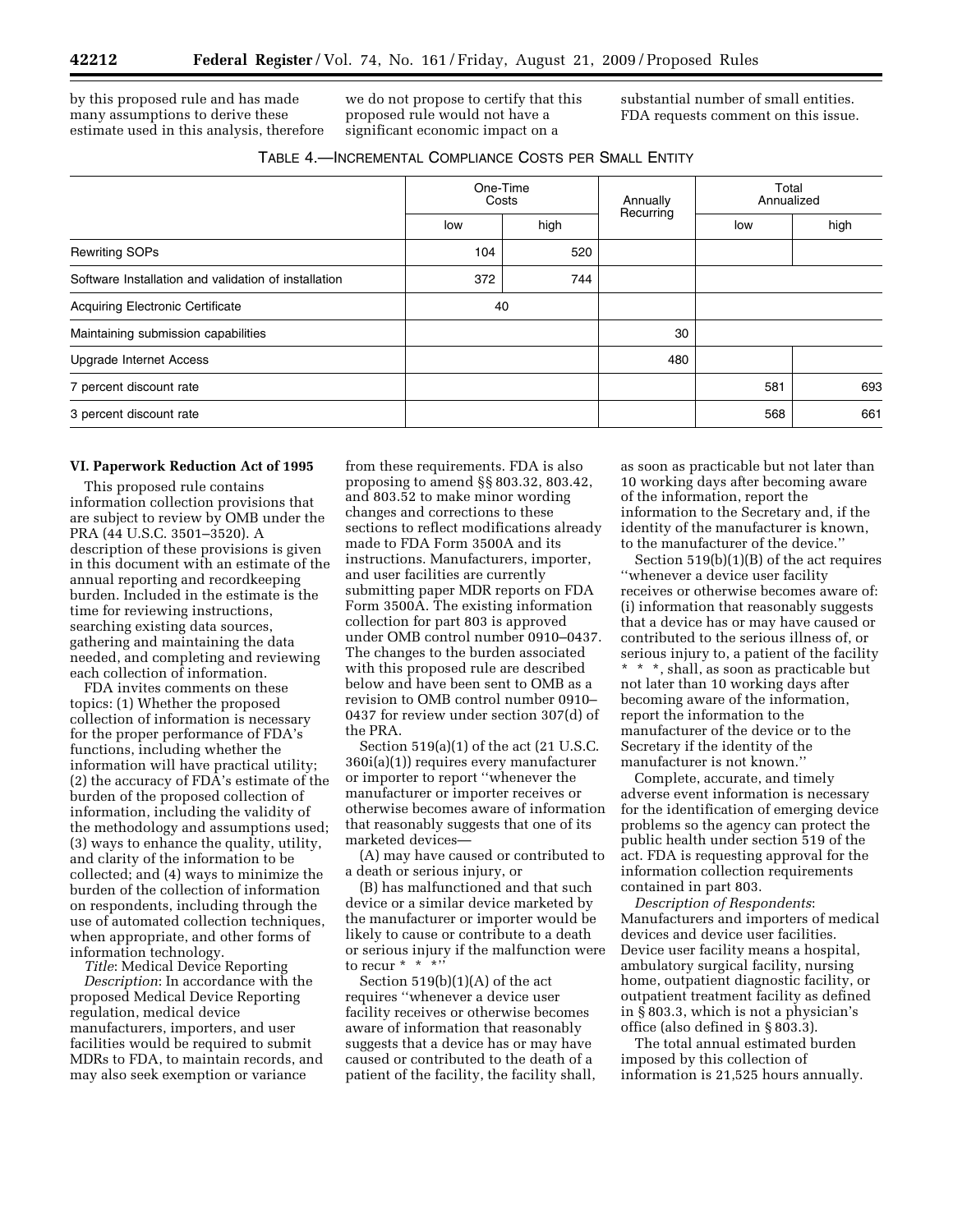by this proposed rule and has made many assumptions to derive these estimate used in this analysis, therefore we do not propose to certify that this proposed rule would not have a significant economic impact on a substantial number of small entities. FDA requests comment on this issue.

TABLE 4.—INCREMENTAL COMPLIANCE COSTS PER SMALL ENTITY

| | One-Time Costs | | Annually Recurring | Total Annualized | |
|---|---|---|---|---|---|
| | low | high | | low | high |
| Rewriting SOPs | 104 | 520 | | | |
| Software Installation and validation of installation | 372 | 744 | | | |
| Acquiring Electronic Certificate | 40 | | | | |
| Maintaining submission capabilities | | | 30 | | |
| Upgrade Internet Access | | | 480 | | |
| 7 percent discount rate | | | | 581 | 693 |
| 3 percent discount rate | | | | 568 | 661 |

**VI. Paperwork Reduction Act of 1995**

This proposed rule contains information collection provisions that are subject to review by OMB under the PRA (44 U.S.C. 3501–3520). A description of these provisions is given in this document with an estimate of the annual reporting and recordkeeping burden. Included in the estimate is the time for reviewing instructions, searching existing data sources, gathering and maintaining the data needed, and completing and reviewing each collection of information.

FDA invites comments on these topics: (1) Whether the proposed collection of information is necessary for the proper performance of FDA's functions, including whether the information will have practical utility; (2) the accuracy of FDA's estimate of the burden of the proposed collection of information, including the validity of the methodology and assumptions used; (3) ways to enhance the quality, utility, and clarity of the information to be collected; and (4) ways to minimize the burden of the collection of information on respondents, including through the use of automated collection techniques, when appropriate, and other forms of information technology.

*Title*: Medical Device Reporting

*Description*: In accordance with the proposed Medical Device Reporting regulation, medical device manufacturers, importers, and user facilities would be required to submit MDRs to FDA, to maintain records, and may also seek exemption or variance from these requirements. FDA is also proposing to amend §§ 803.32, 803.42, and 803.52 to make minor wording changes and corrections to these sections to reflect modifications already made to FDA Form 3500A and its instructions. Manufacturers, importer, and user facilities are currently submitting paper MDR reports on FDA Form 3500A. The existing information collection for part 803 is approved under OMB control number 0910–0437. The changes to the burden associated with this proposed rule are described below and have been sent to OMB as a revision to OMB control number 0910–0437 for review under section 307(d) of the PRA.

Section 519(a)(1) of the act (21 U.S.C. 360i(a)(1)) requires every manufacturer or importer to report ''whenever the manufacturer or importer receives or otherwise becomes aware of information that reasonably suggests that one of its marketed devices—

(A) may have caused or contributed to a death or serious injury, or

(B) has malfunctioned and that such device or a similar device marketed by the manufacturer or importer would be likely to cause or contribute to a death or serious injury if the malfunction were to recur * * *''

Section 519(b)(1)(A) of the act requires ''whenever a device user facility receives or otherwise becomes aware of information that reasonably suggests that a device has or may have caused or contributed to the death of a patient of the facility, the facility shall, as soon as practicable but not later than 10 working days after becoming aware of the information, report the information to the Secretary and, if the identity of the manufacturer is known, to the manufacturer of the device.''

Section 519(b)(1)(B) of the act requires ''whenever a device user facility receives or otherwise becomes aware of: (i) information that reasonably suggests that a device has or may have caused or contributed to the serious illness of, or serious injury to, a patient of the facility * * *, shall, as soon as practicable but not later than 10 working days after becoming aware of the information, report the information to the manufacturer of the device or to the Secretary if the identity of the manufacturer is not known.''

Complete, accurate, and timely adverse event information is necessary for the identification of emerging device problems so the agency can protect the public health under section 519 of the act. FDA is requesting approval for the information collection requirements contained in part 803.

*Description of Respondents*: Manufacturers and importers of medical devices and device user facilities. Device user facility means a hospital, ambulatory surgical facility, nursing home, outpatient diagnostic facility, or outpatient treatment facility as defined in § 803.3, which is not a physician's office (also defined in § 803.3).

The total annual estimated burden imposed by this collection of information is 21,525 hours annually.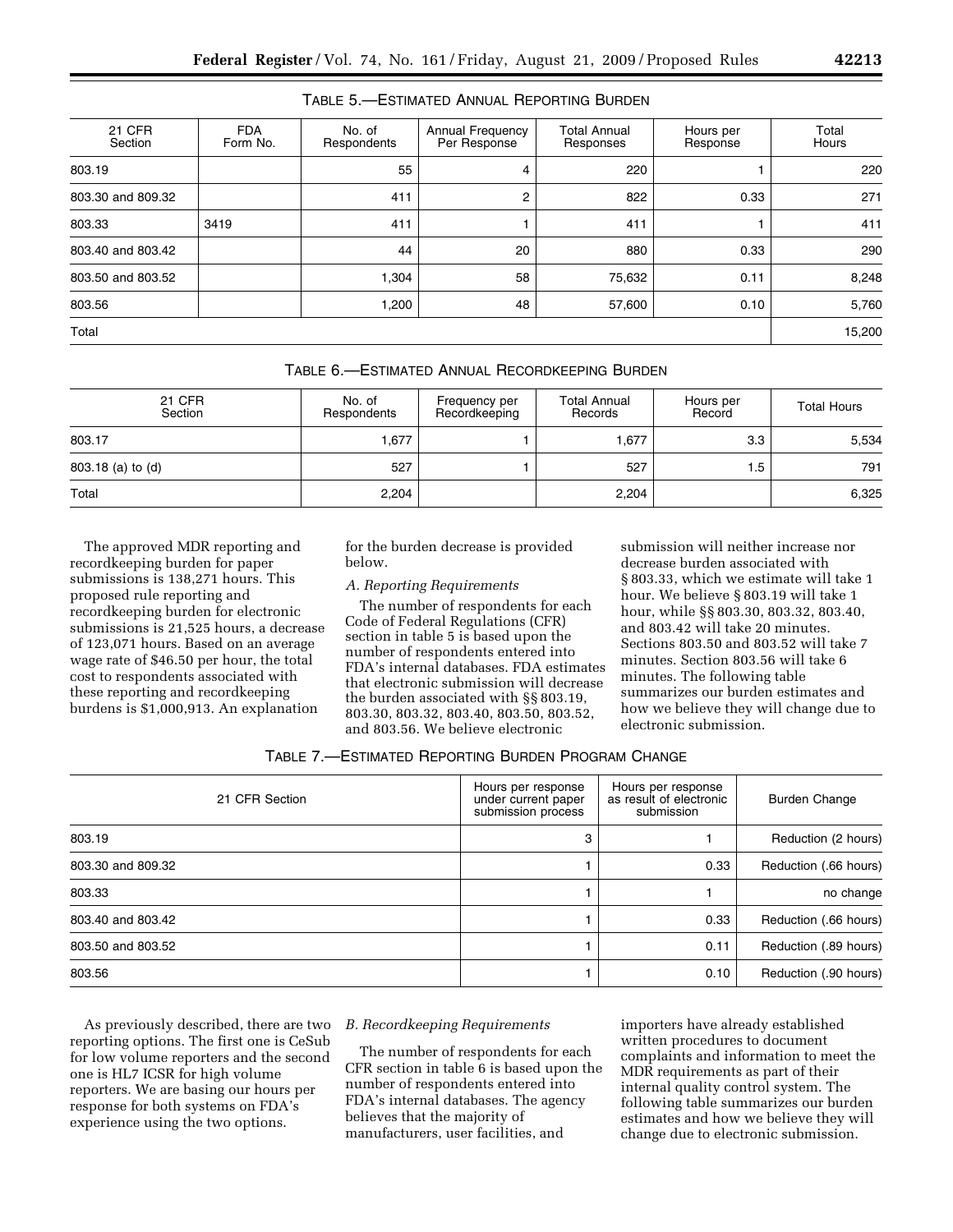TABLE 5.—ESTIMATED ANNUAL REPORTING BURDEN

| 21 CFR Section | FDA Form No. | No. of Respondents | Annual Frequency Per Response | Total Annual Responses | Hours per Response | Total Hours |
|---|---|---|---|---|---|---|
| 803.19 | | 55 | 4 | 220 | 1 | 220 |
| 803.30 and 809.32 | | 411 | 2 | 822 | 0.33 | 271 |
| 803.33 | 3419 | 411 | 1 | 411 | 1 | 411 |
| 803.40 and 803.42 | | 44 | 20 | 880 | 0.33 | 290 |
| 803.50 and 803.52 | | 1,304 | 58 | 75,632 | 0.11 | 8,248 |
| 803.56 | | 1,200 | 48 | 57,600 | 0.10 | 5,760 |
| Total | | | | | | 15,200 |

TABLE 6.—ESTIMATED ANNUAL RECORDKEEPING BURDEN

| 21 CFR Section | No. of Respondents | Frequency per Recordkeeping | Total Annual Records | Hours per Record | Total Hours |
|---|---|---|---|---|---|
| 803.17 | 1,677 | 1 | 1,677 | 3.3 | 5,534 |
| 803.18 (a) to (d) | 527 | 1 | 527 | 1.5 | 791 |
| Total | 2,204 | | 2,204 | | 6,325 |

The approved MDR reporting and recordkeeping burden for paper submissions is 138,271 hours. This proposed rule reporting and recordkeeping burden for electronic submissions is 21,525 hours, a decrease of 123,071 hours. Based on an average wage rate of $46.50 per hour, the total cost to respondents associated with these reporting and recordkeeping burdens is $1,000,913. An explanation for the burden decrease is provided below.

*A. Reporting Requirements*

The number of respondents for each Code of Federal Regulations (CFR) section in table 5 is based upon the number of respondents entered into FDA's internal databases. FDA estimates that electronic submission will decrease the burden associated with §§ 803.19, 803.30, 803.32, 803.40, 803.50, 803.52, and 803.56. We believe electronic submission will neither increase nor decrease burden associated with § 803.33, which we estimate will take 1 hour. We believe § 803.19 will take 1 hour, while §§ 803.30, 803.32, 803.40, and 803.42 will take 20 minutes. Sections 803.50 and 803.52 will take 7 minutes. Section 803.56 will take 6 minutes. The following table summarizes our burden estimates and how we believe they will change due to electronic submission.

TABLE 7.—ESTIMATED REPORTING BURDEN PROGRAM CHANGE

| 21 CFR Section | Hours per response under current paper submission process | Hours per response as result of electronic submission | Burden Change |
|---|---|---|---|
| 803.19 | 3 | 1 | Reduction (2 hours) |
| 803.30 and 809.32 | 1 | 0.33 | Reduction (.66 hours) |
| 803.33 | 1 | 1 | no change |
| 803.40 and 803.42 | 1 | 0.33 | Reduction (.66 hours) |
| 803.50 and 803.52 | 1 | 0.11 | Reduction (.89 hours) |
| 803.56 | 1 | 0.10 | Reduction (.90 hours) |

As previously described, there are two reporting options. The first one is CeSub for low volume reporters and the second one is HL7 ICSR for high volume reporters. We are basing our hours per response for both systems on FDA's experience using the two options.

*B. Recordkeeping Requirements*

The number of respondents for each CFR section in table 6 is based upon the number of respondents entered into FDA's internal databases. The agency believes that the majority of manufacturers, user facilities, and importers have already established written procedures to document complaints and information to meet the MDR requirements as part of their internal quality control system. The following table summarizes our burden estimates and how we believe they will change due to electronic submission.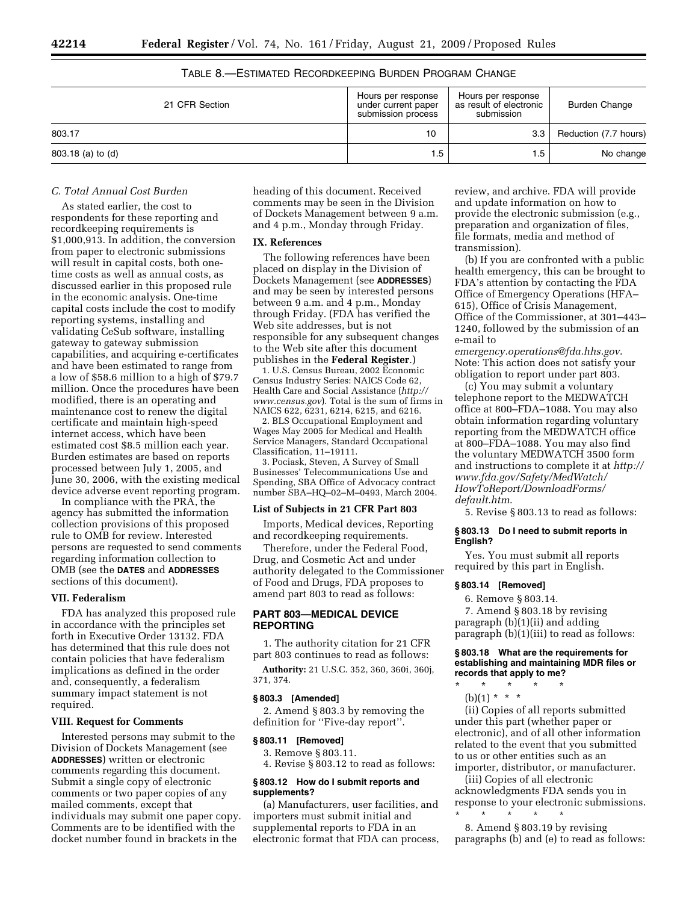TABLE 8.—ESTIMATED RECORDKEEPING BURDEN PROGRAM CHANGE

| 21 CFR Section | Hours per response under current paper submission process | Hours per response as result of electronic submission | Burden Change |
|---|---|---|---|
| 803.17 | 10 | 3.3 | Reduction (7.7 hours) |
| 803.18 (a) to (d) | 1.5 | 1.5 | No change |

### *C. Total Annual Cost Burden*

As stated earlier, the cost to respondents for these reporting and recordkeeping requirements is $1,000,913. In addition, the conversion from paper to electronic submissions will result in capital costs, both one-time costs as well as annual costs, as discussed earlier in this proposed rule in the economic analysis. One-time capital costs include the cost to modify reporting systems, installing and validating CeSub software, installing gateway to gateway submission capabilities, and acquiring e-certificates and have been estimated to range from a low of $58.6 million to a high of $79.7 million. Once the procedures have been modified, there is an operating and maintenance cost to renew the digital certificate and maintain high-speed internet access, which have been estimated cost $8.5 million each year. Burden estimates are based on reports processed between July 1, 2005, and June 30, 2006, with the existing medical device adverse event reporting program.

In compliance with the PRA, the agency has submitted the information collection provisions of this proposed rule to OMB for review. Interested persons are requested to send comments regarding information collection to OMB (see the **DATES** and **ADDRESSES** sections of this document).

## VII. Federalism

FDA has analyzed this proposed rule in accordance with the principles set forth in Executive Order 13132. FDA has determined that this rule does not contain policies that have federalism implications as defined in the order and, consequently, a federalism summary impact statement is not required.

## VIII. Request for Comments

Interested persons may submit to the Division of Dockets Management (see **ADDRESSES**) written or electronic comments regarding this document. Submit a single copy of electronic comments or two paper copies of any mailed comments, except that individuals may submit one paper copy. Comments are to be identified with the docket number found in brackets in the heading of this document. Received comments may be seen in the Division of Dockets Management between 9 a.m. and 4 p.m., Monday through Friday.

## IX. References

The following references have been placed on display in the Division of Dockets Management (see **ADDRESSES**) and may be seen by interested persons between 9 a.m. and 4 p.m., Monday through Friday. (FDA has verified the Web site addresses, but is not responsible for any subsequent changes to the Web site after this document publishes in the **Federal Register**.)

1. U.S. Census Bureau, 2002 Economic Census Industry Series: NAICS Code 62, Health Care and Social Assistance (*http://www.census.gov*). Total is the sum of firms in NAICS 622, 6231, 6214, 6215, and 6216.

2. BLS Occupational Employment and Wages May 2005 for Medical and Health Service Managers, Standard Occupational Classification, 11–19111.

3. Pociask, Steven, A Survey of Small Businesses' Telecommunications Use and Spending, SBA Office of Advocacy contract number SBA–HQ–02–M–0493, March 2004.

### List of Subjects in 21 CFR Part 803

Imports, Medical devices, Reporting and recordkeeping requirements.

Therefore, under the Federal Food, Drug, and Cosmetic Act and under authority delegated to the Commissioner of Food and Drugs, FDA proposes to amend part 803 to read as follows:

## PART 803—MEDICAL DEVICE REPORTING

1. The authority citation for 21 CFR part 803 continues to read as follows:

**Authority:** 21 U.S.C. 352, 360, 360i, 360j, 371, 374.

### § 803.3 [Amended]

2. Amend § 803.3 by removing the definition for ''Five-day report''.

### § 803.11 [Removed]

3. Remove § 803.11.

4. Revise § 803.12 to read as follows:

### § 803.12 How do I submit reports and supplements?

(a) Manufacturers, user facilities, and importers must submit initial and supplemental reports to FDA in an electronic format that FDA can process, review, and archive. FDA will provide and update information on how to provide the electronic submission (e.g., preparation and organization of files, file formats, media and method of transmission).

(b) If you are confronted with a public health emergency, this can be brought to FDA's attention by contacting the FDA Office of Emergency Operations (HFA–615), Office of Crisis Management, Office of the Commissioner, at 301–443–1240, followed by the submission of an e-mail to *emergency.operations@fda.hhs.gov*. Note: This action does not satisfy your obligation to report under part 803.

(c) You may submit a voluntary telephone report to the MEDWATCH office at 800–FDA–1088. You may also obtain information regarding voluntary reporting from the MEDWATCH office at 800–FDA–1088. You may also find the voluntary MEDWATCH 3500 form and instructions to complete it at *http://www.fda.gov/Safety/MedWatch/HowToReport/DownloadForms/default.htm*.

5. Revise § 803.13 to read as follows:

### § 803.13 Do I need to submit reports in English?

Yes. You must submit all reports required by this part in English.

### § 803.14 [Removed]

6. Remove § 803.14.

7. Amend § 803.18 by revising paragraph (b)(1)(ii) and adding paragraph (b)(1)(iii) to read as follows:

### § 803.18 What are the requirements for establishing and maintaining MDR files or records that apply to me?

\* \* \* \* \*

(b)(1) \* \* \*

(ii) Copies of all reports submitted under this part (whether paper or electronic), and of all other information related to the event that you submitted to us or other entities such as an importer, distributor, or manufacturer.

(iii) Copies of all electronic acknowledgments FDA sends you in response to your electronic submissions.

\* \* \* \* \*

8. Amend § 803.19 by revising paragraphs (b) and (e) to read as follows: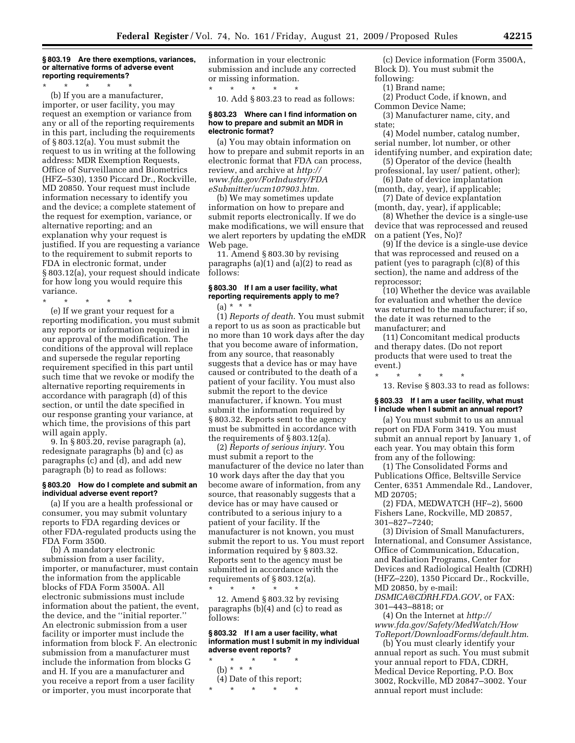### § 803.19 Are there exemptions, variances, or alternative forms of adverse event reporting requirements?

\* \* \* \* \*

(b) If you are a manufacturer, importer, or user facility, you may request an exemption or variance from any or all of the reporting requirements in this part, including the requirements of § 803.12(a). You must submit the request to us in writing at the following address: MDR Exemption Requests, Office of Surveillance and Biometrics (HFZ–530), 1350 Piccard Dr., Rockville, MD 20850. Your request must include information necessary to identify you and the device; a complete statement of the request for exemption, variance, or alternative reporting; and an explanation why your request is justified. If you are requesting a variance to the requirement to submit reports to FDA in electronic format, under § 803.12(a), your request should indicate for how long you would require this variance.

\* \* \* \* \*

(e) If we grant your request for a reporting modification, you must submit any reports or information required in our approval of the modification. The conditions of the approval will replace and supersede the regular reporting requirement specified in this part until such time that we revoke or modify the alternative reporting requirements in accordance with paragraph (d) of this section, or until the date specified in our response granting your variance, at which time, the provisions of this part will again apply.

9. In § 803.20, revise paragraph (a), redesignate paragraphs (b) and (c) as paragraphs (c) and (d), and add new paragraph (b) to read as follows:

### § 803.20 How do I complete and submit an individual adverse event report?

(a) If you are a health professional or consumer, you may submit voluntary reports to FDA regarding devices or other FDA-regulated products using the FDA Form 3500.

(b) A mandatory electronic submission from a user facility, importer, or manufacturer, must contain the information from the applicable blocks of FDA Form 3500A. All electronic submissions must include information about the patient, the event, the device, and the ''initial reporter.'' An electronic submission from a user facility or importer must include the information from block F. An electronic submission from a manufacturer must include the information from blocks G and H. If you are a manufacturer and you receive a report from a user facility or importer, you must incorporate that information in your electronic submission and include any corrected or missing information.

\* \* \* \* \*

10. Add § 803.23 to read as follows:

### § 803.23 Where can I find information on how to prepare and submit an MDR in electronic format?

(a) You may obtain information on how to prepare and submit reports in an electronic format that FDA can process, review, and archive at *http://www.fda.gov/ForIndustry/FDAeSubmitter/ucm107903.htm*.

(b) We may sometimes update information on how to prepare and submit reports electronically. If we do make modifications, we will ensure that we alert reporters by updating the eMDR Web page.

11. Amend § 803.30 by revising paragraphs (a)(1) and (a)(2) to read as follows:

### § 803.30 If I am a user facility, what reporting requirements apply to me?

(a) \* \* \*

(1) *Reports of death.* You must submit a report to us as soon as practicable but no more than 10 work days after the day that you become aware of information, from any source, that reasonably suggests that a device has or may have caused or contributed to the death of a patient of your facility. You must also submit the report to the device manufacturer, if known. You must submit the information required by § 803.32. Reports sent to the agency must be submitted in accordance with the requirements of § 803.12(a).

(2) *Reports of serious injury.* You must submit a report to the manufacturer of the device no later than 10 work days after the day that you become aware of information, from any source, that reasonably suggests that a device has or may have caused or contributed to a serious injury to a patient of your facility. If the manufacturer is not known, you must submit the report to us. You must report information required by § 803.32. Reports sent to the agency must be submitted in accordance with the requirements of § 803.12(a).

\* \* \* \* \*

12. Amend § 803.32 by revising paragraphs (b)(4) and (c) to read as follows:

### § 803.32 If I am a user facility, what information must I submit in my individual adverse event reports?

\* \* \* \* \*

(b) \* \* \*

(4) Date of this report;

\* \* \* \* \*

(c) Device information (Form 3500A, Block D). You must submit the following:

(1) Brand name;

(2) Product Code, if known, and Common Device Name;

(3) Manufacturer name, city, and state;

(4) Model number, catalog number, serial number, lot number, or other identifying number, and expiration date;

(5) Operator of the device (health professional, lay user/ patient, other);

(6) Date of device implantation (month, day, year), if applicable;

(7) Date of device explantation (month, day, year), if applicable;

(8) Whether the device is a single-use device that was reprocessed and reused on a patient (Yes, No)?

(9) If the device is a single-use device that was reprocessed and reused on a patient (yes to paragraph (c)(8) of this section), the name and address of the reprocessor;

(10) Whether the device was available for evaluation and whether the device was returned to the manufacturer; if so, the date it was returned to the manufacturer; and

(11) Concomitant medical products and therapy dates. (Do not report products that were used to treat the event.)

\* \* \* \* \*

13. Revise § 803.33 to read as follows:

### § 803.33 If I am a user facility, what must I include when I submit an annual report?

(a) You must submit to us an annual report on FDA Form 3419. You must submit an annual report by January 1, of each year. You may obtain this form from any of the following:

(1) The Consolidated Forms and Publications Office, Beltsville Service Center, 6351 Ammendale Rd., Landover, MD 20705;

(2) FDA, MEDWATCH (HF–2), 5600 Fishers Lane, Rockville, MD 20857, 301–827–7240;

(3) Division of Small Manufacturers, International, and Consumer Assistance, Office of Communication, Education, and Radiation Programs, Center for Devices and Radiological Health (CDRH) (HFZ–220), 1350 Piccard Dr., Rockville, MD 20850, by e-mail: *DSMICA@CDRH.FDA.GOV*, or FAX: 301–443–8818; or

(4) On the Internet at *http://www.fda.gov/Safety/MedWatch/HowToReport/DownloadForms/default.htm*.

(b) You must clearly identify your annual report as such. You must submit your annual report to FDA, CDRH, Medical Device Reporting, P.O. Box 3002, Rockville, MD 20847–3002. Your annual report must include: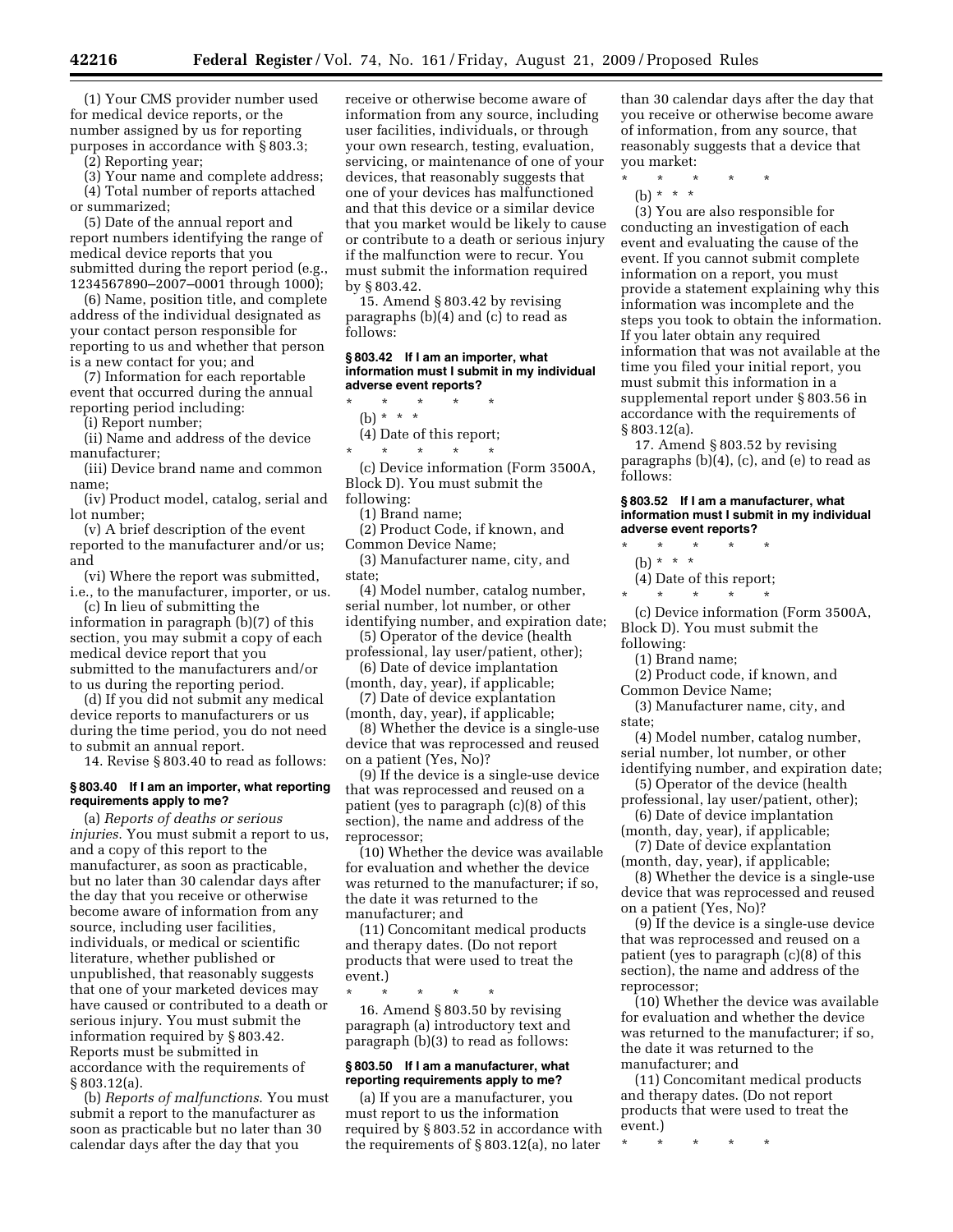(1) Your CMS provider number used for medical device reports, or the number assigned by us for reporting purposes in accordance with § 803.3;

(2) Reporting year;

(3) Your name and complete address;

(4) Total number of reports attached or summarized;

(5) Date of the annual report and report numbers identifying the range of medical device reports that you submitted during the report period (e.g., 1234567890–2007–0001 through 1000);

(6) Name, position title, and complete address of the individual designated as your contact person responsible for reporting to us and whether that person is a new contact for you; and

(7) Information for each reportable event that occurred during the annual reporting period including:

(i) Report number;

(ii) Name and address of the device manufacturer;

(iii) Device brand name and common name;

(iv) Product model, catalog, serial and lot number;

(v) A brief description of the event reported to the manufacturer and/or us; and

(vi) Where the report was submitted, i.e., to the manufacturer, importer, or us.

(c) In lieu of submitting the information in paragraph (b)(7) of this section, you may submit a copy of each medical device report that you submitted to the manufacturers and/or to us during the reporting period.

(d) If you did not submit any medical device reports to manufacturers or us during the time period, you do not need to submit an annual report.

14. Revise § 803.40 to read as follows:

#### § 803.40 If I am an importer, what reporting requirements apply to me?

(a) *Reports of deaths or serious injuries.* You must submit a report to us, and a copy of this report to the manufacturer, as soon as practicable, but no later than 30 calendar days after the day that you receive or otherwise become aware of information from any source, including user facilities, individuals, or medical or scientific literature, whether published or unpublished, that reasonably suggests that one of your marketed devices may have caused or contributed to a death or serious injury. You must submit the information required by § 803.42. Reports must be submitted in accordance with the requirements of § 803.12(a).

(b) *Reports of malfunctions.* You must submit a report to the manufacturer as soon as practicable but no later than 30 calendar days after the day that you receive or otherwise become aware of information from any source, including user facilities, individuals, or through your own research, testing, evaluation, servicing, or maintenance of one of your devices, that reasonably suggests that one of your devices has malfunctioned and that this device or a similar device that you market would be likely to cause or contribute to a death or serious injury if the malfunction were to recur. You must submit the information required by § 803.42.

15. Amend § 803.42 by revising paragraphs (b)(4) and (c) to read as follows:

#### § 803.42 If I am an importer, what information must I submit in my individual adverse event reports?

\* \* \* \* \*

(b) \* \* \*

(4) Date of this report;

\* \* \* \* \*

(c) Device information (Form 3500A, Block D). You must submit the following:

(1) Brand name;

(2) Product Code, if known, and Common Device Name;

(3) Manufacturer name, city, and state;

(4) Model number, catalog number, serial number, lot number, or other identifying number, and expiration date;

(5) Operator of the device (health professional, lay user/patient, other);

(6) Date of device implantation (month, day, year), if applicable;

(7) Date of device explantation (month, day, year), if applicable;

(8) Whether the device is a single-use device that was reprocessed and reused on a patient (Yes, No)?

(9) If the device is a single-use device that was reprocessed and reused on a patient (yes to paragraph (c)(8) of this section), the name and address of the reprocessor;

(10) Whether the device was available for evaluation and whether the device was returned to the manufacturer; if so, the date it was returned to the manufacturer; and

(11) Concomitant medical products and therapy dates. (Do not report products that were used to treat the event.)

\* \* \* \* \*

16. Amend § 803.50 by revising paragraph (a) introductory text and paragraph (b)(3) to read as follows:

#### § 803.50 If I am a manufacturer, what reporting requirements apply to me?

(a) If you are a manufacturer, you must report to us the information required by § 803.52 in accordance with the requirements of § 803.12(a), no later than 30 calendar days after the day that you receive or otherwise become aware of information, from any source, that reasonably suggests that a device that you market:

\* \* \* \* \*

(b) \* \* \*

(3) You are also responsible for conducting an investigation of each event and evaluating the cause of the event. If you cannot submit complete information on a report, you must provide a statement explaining why this information was incomplete and the steps you took to obtain the information. If you later obtain any required information that was not available at the time you filed your initial report, you must submit this information in a supplemental report under § 803.56 in accordance with the requirements of § 803.12(a).

17. Amend § 803.52 by revising paragraphs (b)(4), (c), and (e) to read as follows:

#### § 803.52 If I am a manufacturer, what information must I submit in my individual adverse event reports?

\* \* \* \* \*

(b) \* \* \*

(4) Date of this report;

\* \* \* \* \*

(c) Device information (Form 3500A, Block D). You must submit the following:

(1) Brand name;

(2) Product code, if known, and Common Device Name;

(3) Manufacturer name, city, and state;

(4) Model number, catalog number, serial number, lot number, or other identifying number, and expiration date;

(5) Operator of the device (health professional, lay user/patient, other);

(6) Date of device implantation (month, day, year), if applicable;

(7) Date of device explantation (month, day, year), if applicable;

(8) Whether the device is a single-use device that was reprocessed and reused on a patient (Yes, No)?

(9) If the device is a single-use device that was reprocessed and reused on a patient (yes to paragraph (c)(8) of this section), the name and address of the reprocessor;

(10) Whether the device was available for evaluation and whether the device was returned to the manufacturer; if so, the date it was returned to the manufacturer; and

(11) Concomitant medical products and therapy dates. (Do not report products that were used to treat the event.)

\* \* \* \* \*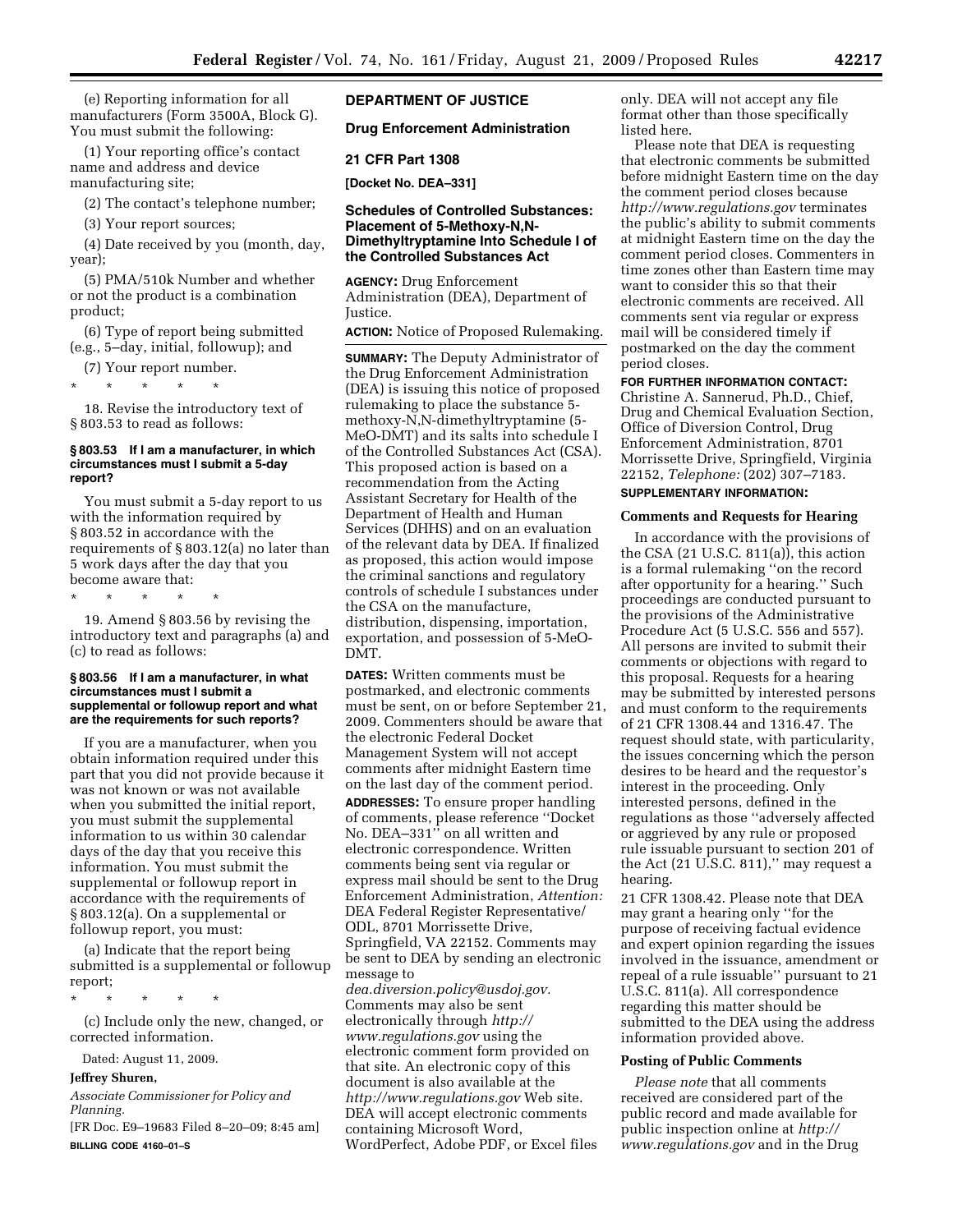(e) Reporting information for all manufacturers (Form 3500A, Block G). You must submit the following:

(1) Your reporting office's contact name and address and device manufacturing site;

(2) The contact's telephone number;

(3) Your report sources;

(4) Date received by you (month, day, year);

(5) PMA/510k Number and whether or not the product is a combination product;

(6) Type of report being submitted (e.g., 5–day, initial, followup); and

(7) Your report number.

\* \* \* \* \*

18. Revise the introductory text of § 803.53 to read as follows:

**§ 803.53 If I am a manufacturer, in which circumstances must I submit a 5-day report?**

You must submit a 5-day report to us with the information required by § 803.52 in accordance with the requirements of § 803.12(a) no later than 5 work days after the day that you become aware that:

\* \* \* \* \*

19. Amend § 803.56 by revising the introductory text and paragraphs (a) and (c) to read as follows:

**§ 803.56 If I am a manufacturer, in what circumstances must I submit a supplemental or followup report and what are the requirements for such reports?**

If you are a manufacturer, when you obtain information required under this part that you did not provide because it was not known or was not available when you submitted the initial report, you must submit the supplemental information to us within 30 calendar days of the day that you receive this information. You must submit the supplemental or followup report in accordance with the requirements of § 803.12(a). On a supplemental or followup report, you must:

(a) Indicate that the report being submitted is a supplemental or followup report;

\* \* \* \* \*

(c) Include only the new, changed, or corrected information.

Dated: August 11, 2009.

**Jeffrey Shuren,**

*Associate Commissioner for Policy and Planning.*

[FR Doc. E9–19683 Filed 8–20–09; 8:45 am]

**BILLING CODE 4160–01–S**

## DEPARTMENT OF JUSTICE

## Drug Enforcement Administration

## 21 CFR Part 1308

**[Docket No. DEA–331]**

## Schedules of Controlled Substances: Placement of 5-Methoxy-N,N-Dimethyltryptamine Into Schedule I of the Controlled Substances Act

**AGENCY:** Drug Enforcement Administration (DEA), Department of Justice.

**ACTION:** Notice of Proposed Rulemaking.

**SUMMARY:** The Deputy Administrator of the Drug Enforcement Administration (DEA) is issuing this notice of proposed rulemaking to place the substance 5-methoxy-N,N-dimethyltryptamine (5-MeO-DMT) and its salts into schedule I of the Controlled Substances Act (CSA). This proposed action is based on a recommendation from the Acting Assistant Secretary for Health of the Department of Health and Human Services (DHHS) and on an evaluation of the relevant data by DEA. If finalized as proposed, this action would impose the criminal sanctions and regulatory controls of schedule I substances under the CSA on the manufacture, distribution, dispensing, importation, exportation, and possession of 5-MeO-DMT.

**DATES:** Written comments must be postmarked, and electronic comments must be sent, on or before September 21, 2009. Commenters should be aware that the electronic Federal Docket Management System will not accept comments after midnight Eastern time on the last day of the comment period.

**ADDRESSES:** To ensure proper handling of comments, please reference ''Docket No. DEA–331'' on all written and electronic correspondence. Written comments being sent via regular or express mail should be sent to the Drug Enforcement Administration, *Attention:* DEA Federal Register Representative/ODL, 8701 Morrissette Drive, Springfield, VA 22152. Comments may be sent to DEA by sending an electronic message to *dea.diversion.policy@usdoj.gov.* Comments may also be sent electronically through *http://www.regulations.gov* using the electronic comment form provided on that site. An electronic copy of this document is also available at the *http://www.regulations.gov* Web site. DEA will accept electronic comments containing Microsoft Word, WordPerfect, Adobe PDF, or Excel files only. DEA will not accept any file format other than those specifically listed here.

Please note that DEA is requesting that electronic comments be submitted before midnight Eastern time on the day the comment period closes because *http://www.regulations.gov* terminates the public's ability to submit comments at midnight Eastern time on the day the comment period closes. Commenters in time zones other than Eastern time may want to consider this so that their electronic comments are received. All comments sent via regular or express mail will be considered timely if postmarked on the day the comment period closes.

**FOR FURTHER INFORMATION CONTACT:** Christine A. Sannerud, Ph.D., Chief, Drug and Chemical Evaluation Section, Office of Diversion Control, Drug Enforcement Administration, 8701 Morrissette Drive, Springfield, Virginia 22152, *Telephone:* (202) 307–7183.

**SUPPLEMENTARY INFORMATION:**

### Comments and Requests for Hearing

In accordance with the provisions of the CSA (21 U.S.C. 811(a)), this action is a formal rulemaking ''on the record after opportunity for a hearing.'' Such proceedings are conducted pursuant to the provisions of the Administrative Procedure Act (5 U.S.C. 556 and 557). All persons are invited to submit their comments or objections with regard to this proposal. Requests for a hearing may be submitted by interested persons and must conform to the requirements of 21 CFR 1308.44 and 1316.47. The request should state, with particularity, the issues concerning which the person desires to be heard and the requestor's interest in the proceeding. Only interested persons, defined in the regulations as those ''adversely affected or aggrieved by any rule or proposed rule issuable pursuant to section 201 of the Act (21 U.S.C. 811),'' may request a hearing.
21 CFR 1308.42. Please note that DEA may grant a hearing only ''for the purpose of receiving factual evidence and expert opinion regarding the issues involved in the issuance, amendment or repeal of a rule issuable'' pursuant to 21 U.S.C. 811(a). All correspondence regarding this matter should be submitted to the DEA using the address information provided above.

### Posting of Public Comments

*Please note* that all comments received are considered part of the public record and made available for public inspection online at *http://www.regulations.gov* and in the Drug